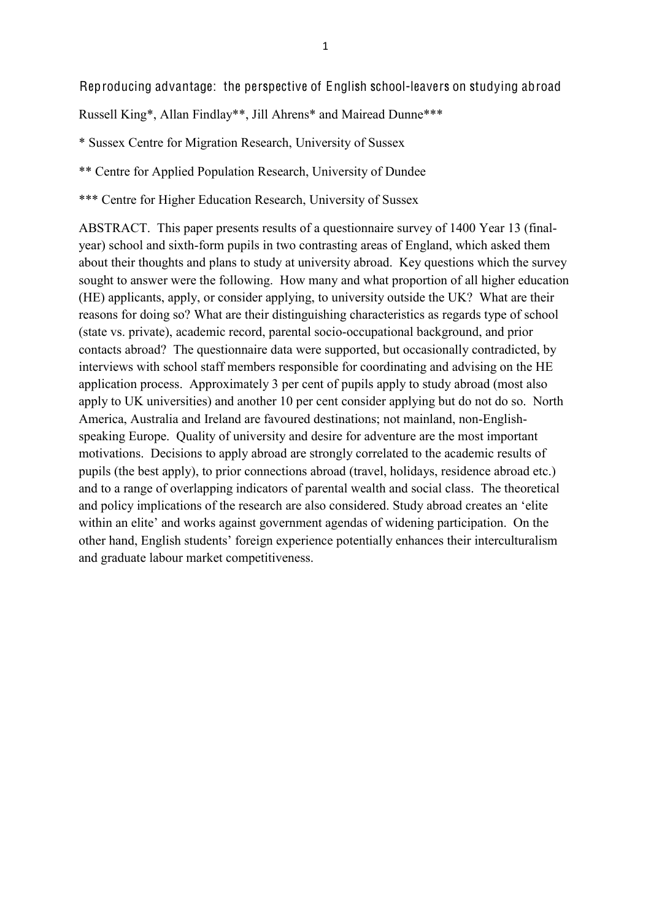# Reproducing advantage: the perspective of English school-leavers on studying abroad

Russell King*, Allan Findlay**, Jill Ahrens* and Mairead Dunne***

* Sussex Centre for Migration Research, University of Sussex

** Centre for Applied Population Research, University of Dundee

*** Centre for Higher Education Research, University of Sussex

ABSTRACT. This paper presents results of a questionnaire survey of 1400 Year 13 (final-year) school and sixth-form pupils in two contrasting areas of England, which asked them about their thoughts and plans to study at university abroad. Key questions which the survey sought to answer were the following. How many and what proportion of all higher education (HE) applicants, apply, or consider applying, to university outside the UK? What are their reasons for doing so? What are their distinguishing characteristics as regards type of school (state vs. private), academic record, parental socio-occupational background, and prior contacts abroad? The questionnaire data were supported, but occasionally contradicted, by interviews with school staff members responsible for coordinating and advising on the HE application process. Approximately 3 per cent of pupils apply to study abroad (most also apply to UK universities) and another 10 per cent consider applying but do not do so. North America, Australia and Ireland are favoured destinations; not mainland, non-English-speaking Europe. Quality of university and desire for adventure are the most important motivations. Decisions to apply abroad are strongly correlated to the academic results of pupils (the best apply), to prior connections abroad (travel, holidays, residence abroad etc.) and to a range of overlapping indicators of parental wealth and social class. The theoretical and policy implications of the research are also considered. Study abroad creates an 'elite within an elite' and works against government agendas of widening participation. On the other hand, English students' foreign experience potentially enhances their interculturalism and graduate labour market competitiveness.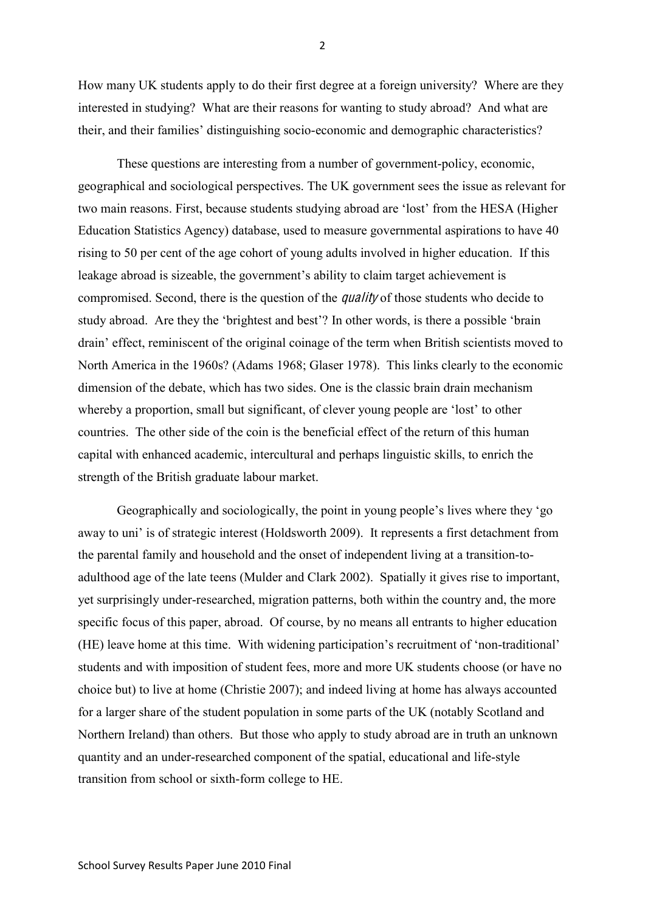How many UK students apply to do their first degree at a foreign university? Where are they interested in studying? What are their reasons for wanting to study abroad? And what are their, and their families' distinguishing socio-economic and demographic characteristics?

These questions are interesting from a number of government-policy, economic, geographical and sociological perspectives. The UK government sees the issue as relevant for two main reasons. First, because students studying abroad are 'lost' from the HESA (Higher Education Statistics Agency) database, used to measure governmental aspirations to have 40 rising to 50 per cent of the age cohort of young adults involved in higher education. If this leakage abroad is sizeable, the government's ability to claim target achievement is compromised. Second, there is the question of the *quality* of those students who decide to study abroad. Are they the 'brightest and best'? In other words, is there a possible 'brain drain' effect, reminiscent of the original coinage of the term when British scientists moved to North America in the 1960s? (Adams 1968; Glaser 1978). This links clearly to the economic dimension of the debate, which has two sides. One is the classic brain drain mechanism whereby a proportion, small but significant, of clever young people are 'lost' to other countries. The other side of the coin is the beneficial effect of the return of this human capital with enhanced academic, intercultural and perhaps linguistic skills, to enrich the strength of the British graduate labour market.

Geographically and sociologically, the point in young people's lives where they 'go away to uni' is of strategic interest (Holdsworth 2009). It represents a first detachment from the parental family and household and the onset of independent living at a transition-to-adulthood age of the late teens (Mulder and Clark 2002). Spatially it gives rise to important, yet surprisingly under-researched, migration patterns, both within the country and, the more specific focus of this paper, abroad. Of course, by no means all entrants to higher education (HE) leave home at this time. With widening participation's recruitment of 'non-traditional' students and with imposition of student fees, more and more UK students choose (or have no choice but) to live at home (Christie 2007); and indeed living at home has always accounted for a larger share of the student population in some parts of the UK (notably Scotland and Northern Ireland) than others. But those who apply to study abroad are in truth an unknown quantity and an under-researched component of the spatial, educational and life-style transition from school or sixth-form college to HE.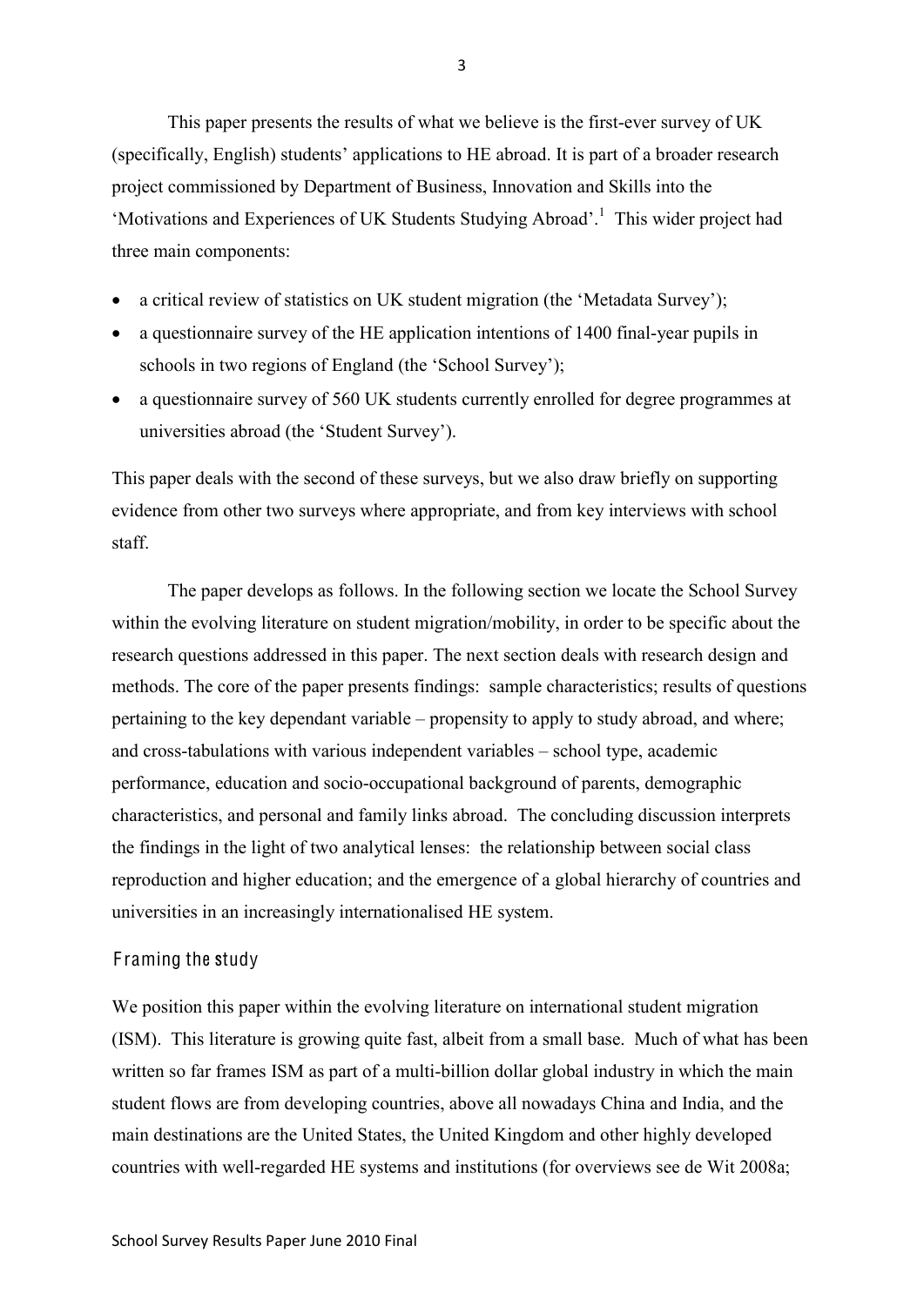This paper presents the results of what we believe is the first-ever survey of UK (specifically, English) students' applications to HE abroad. It is part of a broader research project commissioned by Department of Business, Innovation and Skills into the 'Motivations and Experiences of UK Students Studying Abroad'.[1] This wider project had three main components:

- a critical review of statistics on UK student migration (the 'Metadata Survey');
- a questionnaire survey of the HE application intentions of 1400 final-year pupils in schools in two regions of England (the 'School Survey');
- a questionnaire survey of 560 UK students currently enrolled for degree programmes at universities abroad (the 'Student Survey').

This paper deals with the second of these surveys, but we also draw briefly on supporting evidence from other two surveys where appropriate, and from key interviews with school staff.

The paper develops as follows. In the following section we locate the School Survey within the evolving literature on student migration/mobility, in order to be specific about the research questions addressed in this paper. The next section deals with research design and methods. The core of the paper presents findings: sample characteristics; results of questions pertaining to the key dependant variable – propensity to apply to study abroad, and where; and cross-tabulations with various independent variables – school type, academic performance, education and socio-occupational background of parents, demographic characteristics, and personal and family links abroad. The concluding discussion interprets the findings in the light of two analytical lenses: the relationship between social class reproduction and higher education; and the emergence of a global hierarchy of countries and universities in an increasingly internationalised HE system.

## Framing the study

We position this paper within the evolving literature on international student migration (ISM). This literature is growing quite fast, albeit from a small base. Much of what has been written so far frames ISM as part of a multi-billion dollar global industry in which the main student flows are from developing countries, above all nowadays China and India, and the main destinations are the United States, the United Kingdom and other highly developed countries with well-regarded HE systems and institutions (for overviews see de Wit 2008a;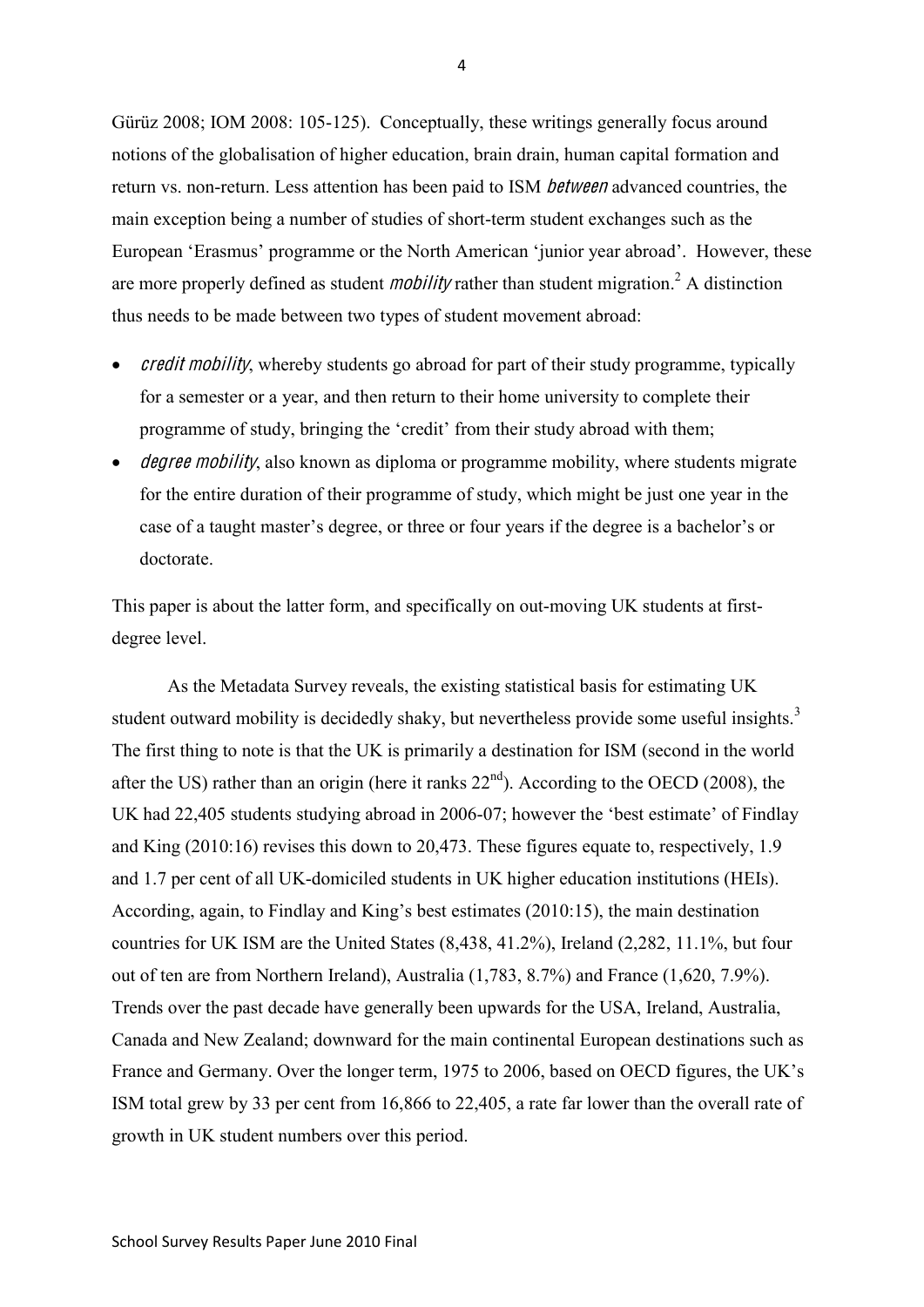Gürüz 2008; IOM 2008: 105-125). Conceptually, these writings generally focus around notions of the globalisation of higher education, brain drain, human capital formation and return vs. non-return. Less attention has been paid to ISM *between* advanced countries, the main exception being a number of studies of short-term student exchanges such as the European 'Erasmus' programme or the North American 'junior year abroad'. However, these are more properly defined as student *mobility* rather than student migration.[2] A distinction thus needs to be made between two types of student movement abroad:

- *credit mobility*, whereby students go abroad for part of their study programme, typically for a semester or a year, and then return to their home university to complete their programme of study, bringing the 'credit' from their study abroad with them;
- *degree mobility*, also known as diploma or programme mobility, where students migrate for the entire duration of their programme of study, which might be just one year in the case of a taught master's degree, or three or four years if the degree is a bachelor's or doctorate.

This paper is about the latter form, and specifically on out-moving UK students at first-degree level.

As the Metadata Survey reveals, the existing statistical basis for estimating UK student outward mobility is decidedly shaky, but nevertheless provide some useful insights.[3] The first thing to note is that the UK is primarily a destination for ISM (second in the world after the US) rather than an origin (here it ranks 22nd). According to the OECD (2008), the UK had 22,405 students studying abroad in 2006-07; however the 'best estimate' of Findlay and King (2010:16) revises this down to 20,473. These figures equate to, respectively, 1.9 and 1.7 per cent of all UK-domiciled students in UK higher education institutions (HEIs). According, again, to Findlay and King's best estimates (2010:15), the main destination countries for UK ISM are the United States (8,438, 41.2%), Ireland (2,282, 11.1%, but four out of ten are from Northern Ireland), Australia (1,783, 8.7%) and France (1,620, 7.9%). Trends over the past decade have generally been upwards for the USA, Ireland, Australia, Canada and New Zealand; downward for the main continental European destinations such as France and Germany. Over the longer term, 1975 to 2006, based on OECD figures, the UK's ISM total grew by 33 per cent from 16,866 to 22,405, a rate far lower than the overall rate of growth in UK student numbers over this period.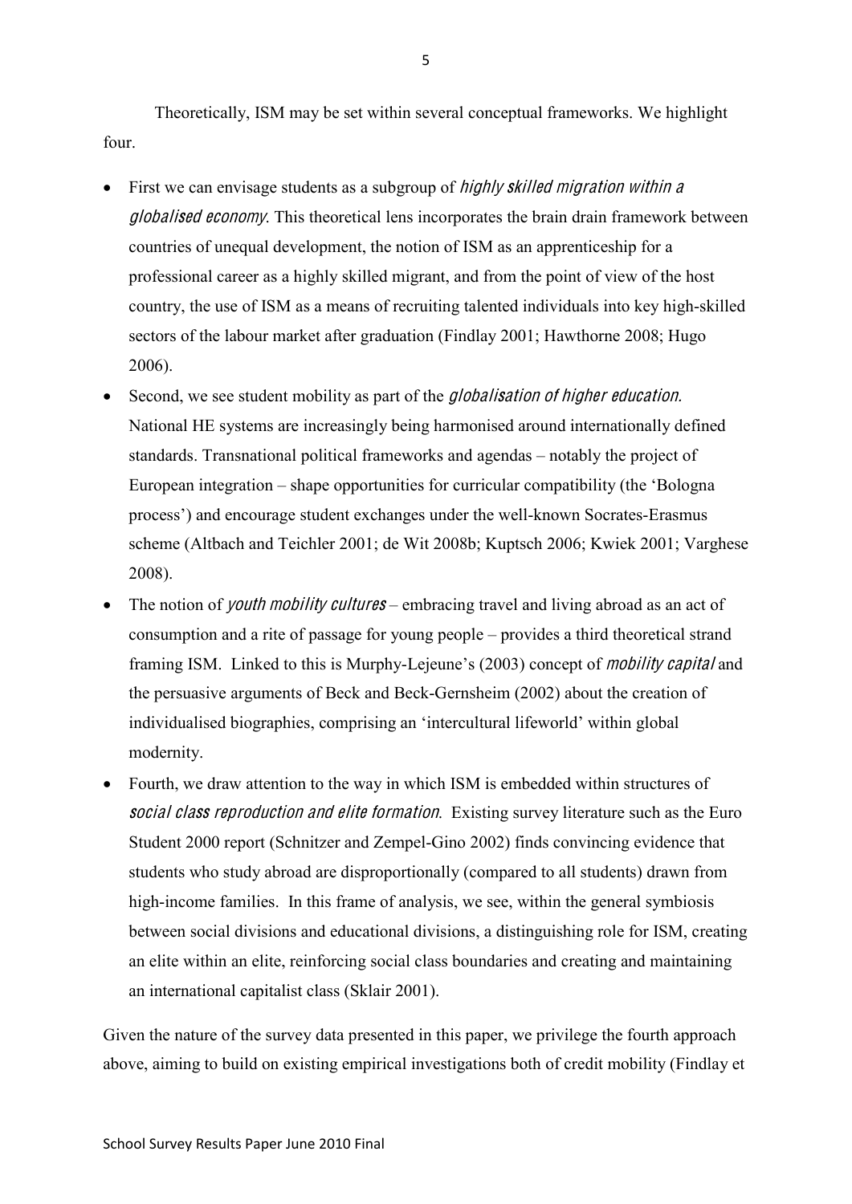Theoretically, ISM may be set within several conceptual frameworks. We highlight four.

- First we can envisage students as a subgroup of *highly skilled migration within a globalised economy*. This theoretical lens incorporates the brain drain framework between countries of unequal development, the notion of ISM as an apprenticeship for a professional career as a highly skilled migrant, and from the point of view of the host country, the use of ISM as a means of recruiting talented individuals into key high-skilled sectors of the labour market after graduation (Findlay 2001; Hawthorne 2008; Hugo 2006).
- Second, we see student mobility as part of the *globalisation of higher education*. National HE systems are increasingly being harmonised around internationally defined standards. Transnational political frameworks and agendas – notably the project of European integration – shape opportunities for curricular compatibility (the 'Bologna process') and encourage student exchanges under the well-known Socrates-Erasmus scheme (Altbach and Teichler 2001; de Wit 2008b; Kuptsch 2006; Kwiek 2001; Varghese 2008).
- The notion of *youth mobility cultures* – embracing travel and living abroad as an act of consumption and a rite of passage for young people – provides a third theoretical strand framing ISM. Linked to this is Murphy-Lejeune's (2003) concept of *mobility capital* and the persuasive arguments of Beck and Beck-Gernsheim (2002) about the creation of individualised biographies, comprising an 'intercultural lifeworld' within global modernity.
- Fourth, we draw attention to the way in which ISM is embedded within structures of *social class reproduction and elite formation*. Existing survey literature such as the Euro Student 2000 report (Schnitzer and Zempel-Gino 2002) finds convincing evidence that students who study abroad are disproportionally (compared to all students) drawn from high-income families. In this frame of analysis, we see, within the general symbiosis between social divisions and educational divisions, a distinguishing role for ISM, creating an elite within an elite, reinforcing social class boundaries and creating and maintaining an international capitalist class (Sklair 2001).

Given the nature of the survey data presented in this paper, we privilege the fourth approach above, aiming to build on existing empirical investigations both of credit mobility (Findlay et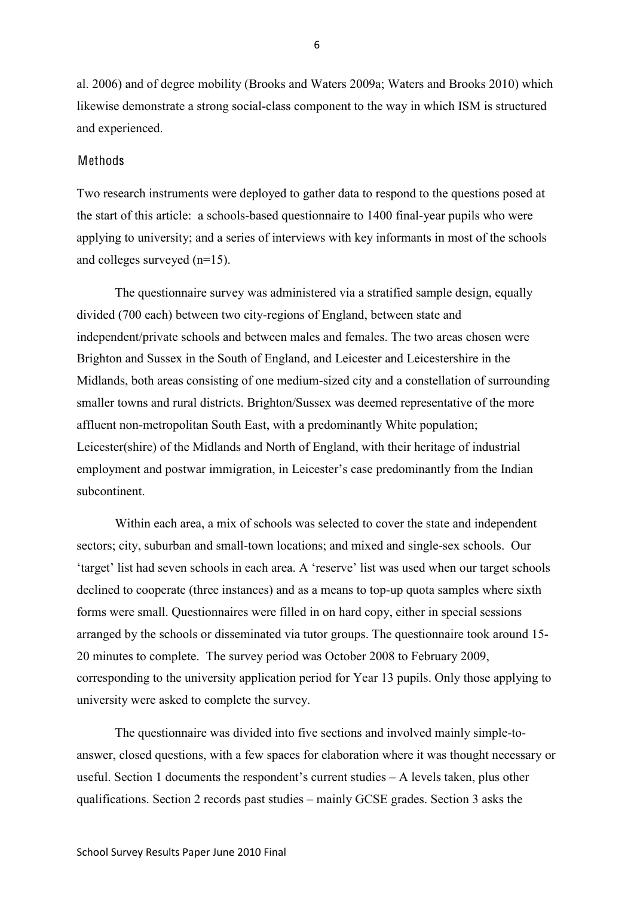al. 2006) and of degree mobility (Brooks and Waters 2009a; Waters and Brooks 2010) which likewise demonstrate a strong social-class component to the way in which ISM is structured and experienced.

## Methods

Two research instruments were deployed to gather data to respond to the questions posed at the start of this article: a schools-based questionnaire to 1400 final-year pupils who were applying to university; and a series of interviews with key informants in most of the schools and colleges surveyed (n=15).

The questionnaire survey was administered via a stratified sample design, equally divided (700 each) between two city-regions of England, between state and independent/private schools and between males and females. The two areas chosen were Brighton and Sussex in the South of England, and Leicester and Leicestershire in the Midlands, both areas consisting of one medium-sized city and a constellation of surrounding smaller towns and rural districts. Brighton/Sussex was deemed representative of the more affluent non-metropolitan South East, with a predominantly White population; Leicester(shire) of the Midlands and North of England, with their heritage of industrial employment and postwar immigration, in Leicester's case predominantly from the Indian subcontinent.

Within each area, a mix of schools was selected to cover the state and independent sectors; city, suburban and small-town locations; and mixed and single-sex schools. Our 'target' list had seven schools in each area. A 'reserve' list was used when our target schools declined to cooperate (three instances) and as a means to top-up quota samples where sixth forms were small. Questionnaires were filled in on hard copy, either in special sessions arranged by the schools or disseminated via tutor groups. The questionnaire took around 15-20 minutes to complete. The survey period was October 2008 to February 2009, corresponding to the university application period for Year 13 pupils. Only those applying to university were asked to complete the survey.

The questionnaire was divided into five sections and involved mainly simple-to-answer, closed questions, with a few spaces for elaboration where it was thought necessary or useful. Section 1 documents the respondent's current studies – A levels taken, plus other qualifications. Section 2 records past studies – mainly GCSE grades. Section 3 asks the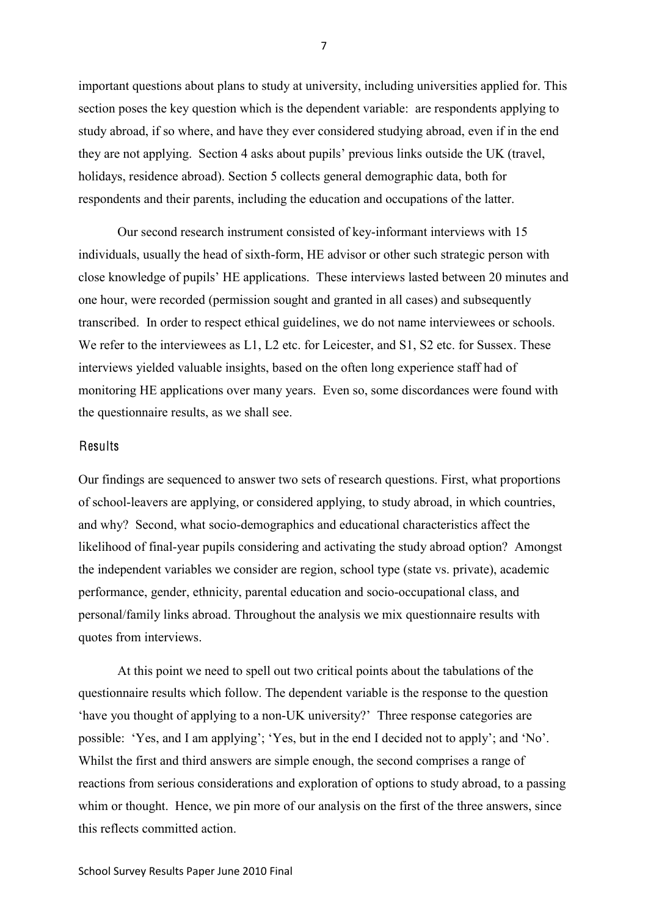important questions about plans to study at university, including universities applied for. This section poses the key question which is the dependent variable: are respondents applying to study abroad, if so where, and have they ever considered studying abroad, even if in the end they are not applying. Section 4 asks about pupils' previous links outside the UK (travel, holidays, residence abroad). Section 5 collects general demographic data, both for respondents and their parents, including the education and occupations of the latter.

Our second research instrument consisted of key-informant interviews with 15 individuals, usually the head of sixth-form, HE advisor or other such strategic person with close knowledge of pupils' HE applications. These interviews lasted between 20 minutes and one hour, were recorded (permission sought and granted in all cases) and subsequently transcribed. In order to respect ethical guidelines, we do not name interviewees or schools. We refer to the interviewees as L1, L2 etc. for Leicester, and S1, S2 etc. for Sussex. These interviews yielded valuable insights, based on the often long experience staff had of monitoring HE applications over many years. Even so, some discordances were found with the questionnaire results, as we shall see.

## Results

Our findings are sequenced to answer two sets of research questions. First, what proportions of school-leavers are applying, or considered applying, to study abroad, in which countries, and why? Second, what socio-demographics and educational characteristics affect the likelihood of final-year pupils considering and activating the study abroad option? Amongst the independent variables we consider are region, school type (state vs. private), academic performance, gender, ethnicity, parental education and socio-occupational class, and personal/family links abroad. Throughout the analysis we mix questionnaire results with quotes from interviews.

At this point we need to spell out two critical points about the tabulations of the questionnaire results which follow. The dependent variable is the response to the question 'have you thought of applying to a non-UK university?' Three response categories are possible: 'Yes, and I am applying'; 'Yes, but in the end I decided not to apply'; and 'No'. Whilst the first and third answers are simple enough, the second comprises a range of reactions from serious considerations and exploration of options to study abroad, to a passing whim or thought. Hence, we pin more of our analysis on the first of the three answers, since this reflects committed action.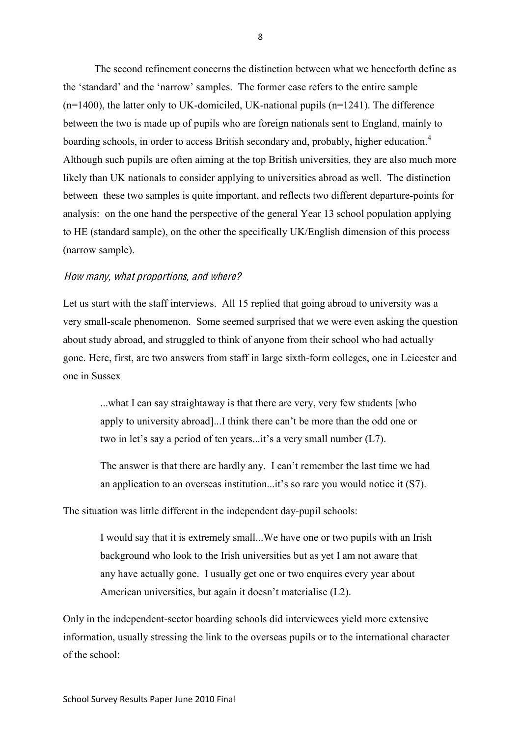The second refinement concerns the distinction between what we henceforth define as the 'standard' and the 'narrow' samples. The former case refers to the entire sample (n=1400), the latter only to UK-domiciled, UK-national pupils (n=1241). The difference between the two is made up of pupils who are foreign nationals sent to England, mainly to boarding schools, in order to access British secondary and, probably, higher education.[4] Although such pupils are often aiming at the top British universities, they are also much more likely than UK nationals to consider applying to universities abroad as well. The distinction between these two samples is quite important, and reflects two different departure-points for analysis: on the one hand the perspective of the general Year 13 school population applying to HE (standard sample), on the other the specifically UK/English dimension of this process (narrow sample).

### *How many, what proportions, and where?*

Let us start with the staff interviews. All 15 replied that going abroad to university was a very small-scale phenomenon. Some seemed surprised that we were even asking the question about study abroad, and struggled to think of anyone from their school who had actually gone. Here, first, are two answers from staff in large sixth-form colleges, one in Leicester and one in Sussex

> ...what I can say straightaway is that there are very, very few students [who apply to university abroad]...I think there can't be more than the odd one or two in let's say a period of ten years...it's a very small number (L7).

> The answer is that there are hardly any. I can't remember the last time we had an application to an overseas institution...it's so rare you would notice it (S7).

The situation was little different in the independent day-pupil schools:

> I would say that it is extremely small...We have one or two pupils with an Irish background who look to the Irish universities but as yet I am not aware that any have actually gone. I usually get one or two enquires every year about American universities, but again it doesn't materialise (L2).

Only in the independent-sector boarding schools did interviewees yield more extensive information, usually stressing the link to the overseas pupils or to the international character of the school: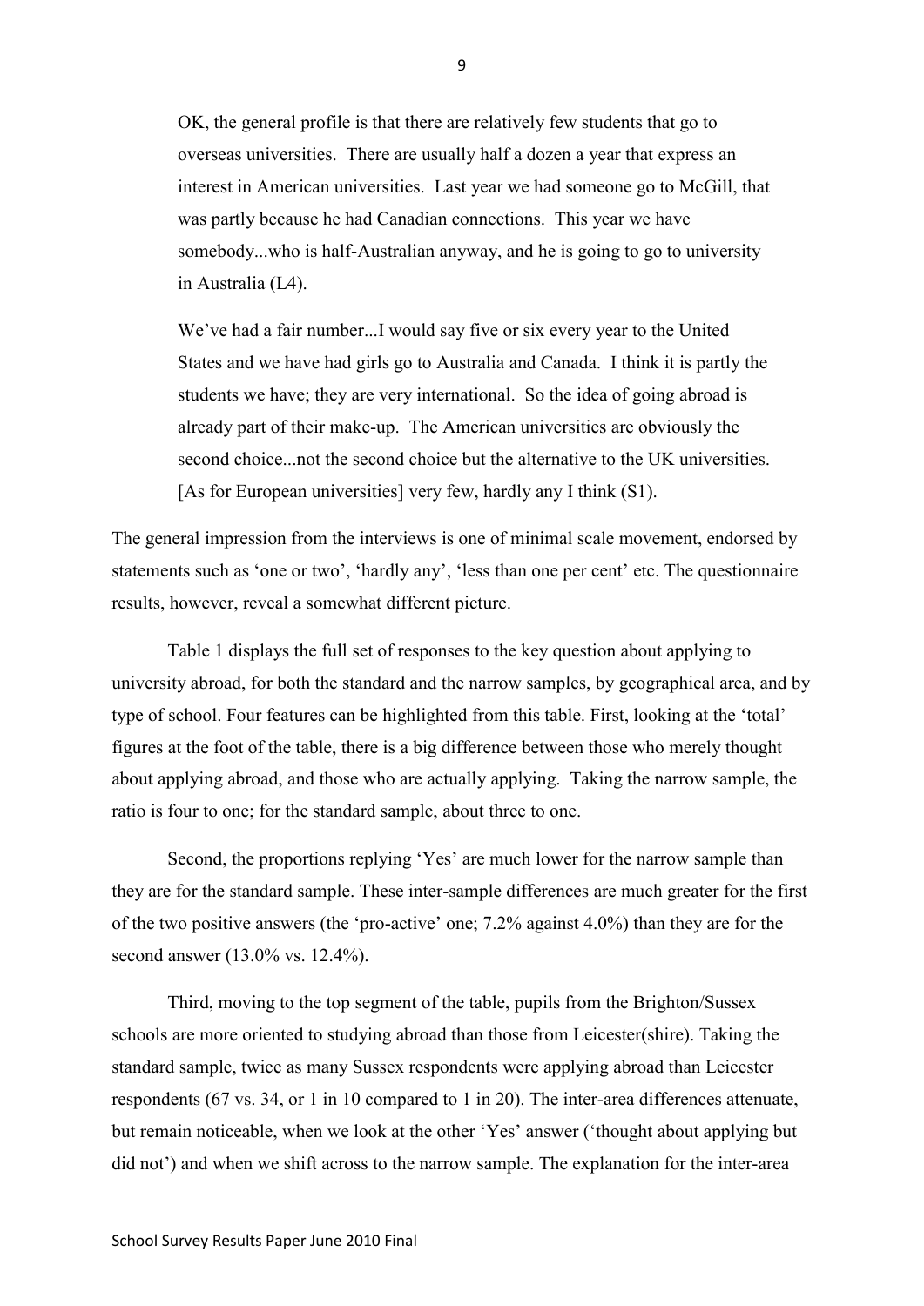> OK, the general profile is that there are relatively few students that go to overseas universities. There are usually half a dozen a year that express an interest in American universities. Last year we had someone go to McGill, that was partly because he had Canadian connections. This year we have somebody...who is half-Australian anyway, and he is going to go to university in Australia (L4).

> We've had a fair number...I would say five or six every year to the United States and we have had girls go to Australia and Canada. I think it is partly the students we have; they are very international. So the idea of going abroad is already part of their make-up. The American universities are obviously the second choice...not the second choice but the alternative to the UK universities. [As for European universities] very few, hardly any I think (S1).

The general impression from the interviews is one of minimal scale movement, endorsed by statements such as 'one or two', 'hardly any', 'less than one per cent' etc. The questionnaire results, however, reveal a somewhat different picture.

Table 1 displays the full set of responses to the key question about applying to university abroad, for both the standard and the narrow samples, by geographical area, and by type of school. Four features can be highlighted from this table. First, looking at the 'total' figures at the foot of the table, there is a big difference between those who merely thought about applying abroad, and those who are actually applying. Taking the narrow sample, the ratio is four to one; for the standard sample, about three to one.

Second, the proportions replying 'Yes' are much lower for the narrow sample than they are for the standard sample. These inter-sample differences are much greater for the first of the two positive answers (the 'pro-active' one; 7.2% against 4.0%) than they are for the second answer (13.0% vs. 12.4%).

Third, moving to the top segment of the table, pupils from the Brighton/Sussex schools are more oriented to studying abroad than those from Leicester(shire). Taking the standard sample, twice as many Sussex respondents were applying abroad than Leicester respondents (67 vs. 34, or 1 in 10 compared to 1 in 20). The inter-area differences attenuate, but remain noticeable, when we look at the other 'Yes' answer ('thought about applying but did not') and when we shift across to the narrow sample. The explanation for the inter-area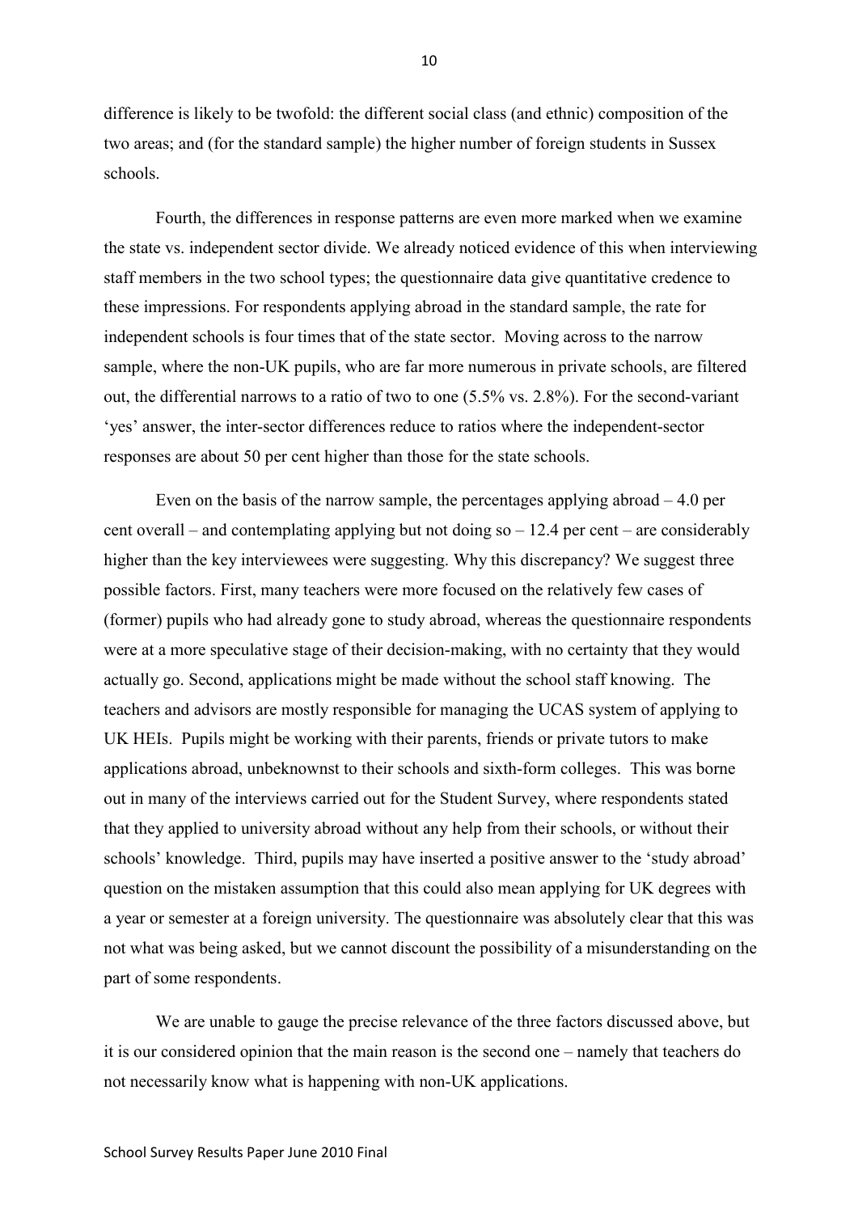difference is likely to be twofold: the different social class (and ethnic) composition of the two areas; and (for the standard sample) the higher number of foreign students in Sussex schools.

Fourth, the differences in response patterns are even more marked when we examine the state vs. independent sector divide. We already noticed evidence of this when interviewing staff members in the two school types; the questionnaire data give quantitative credence to these impressions. For respondents applying abroad in the standard sample, the rate for independent schools is four times that of the state sector. Moving across to the narrow sample, where the non-UK pupils, who are far more numerous in private schools, are filtered out, the differential narrows to a ratio of two to one (5.5% vs. 2.8%). For the second-variant 'yes' answer, the inter-sector differences reduce to ratios where the independent-sector responses are about 50 per cent higher than those for the state schools.

Even on the basis of the narrow sample, the percentages applying abroad – 4.0 per cent overall – and contemplating applying but not doing so – 12.4 per cent – are considerably higher than the key interviewees were suggesting. Why this discrepancy? We suggest three possible factors. First, many teachers were more focused on the relatively few cases of (former) pupils who had already gone to study abroad, whereas the questionnaire respondents were at a more speculative stage of their decision-making, with no certainty that they would actually go. Second, applications might be made without the school staff knowing. The teachers and advisors are mostly responsible for managing the UCAS system of applying to UK HEIs. Pupils might be working with their parents, friends or private tutors to make applications abroad, unbeknownst to their schools and sixth-form colleges. This was borne out in many of the interviews carried out for the Student Survey, where respondents stated that they applied to university abroad without any help from their schools, or without their schools' knowledge. Third, pupils may have inserted a positive answer to the 'study abroad' question on the mistaken assumption that this could also mean applying for UK degrees with a year or semester at a foreign university. The questionnaire was absolutely clear that this was not what was being asked, but we cannot discount the possibility of a misunderstanding on the part of some respondents.

We are unable to gauge the precise relevance of the three factors discussed above, but it is our considered opinion that the main reason is the second one – namely that teachers do not necessarily know what is happening with non-UK applications.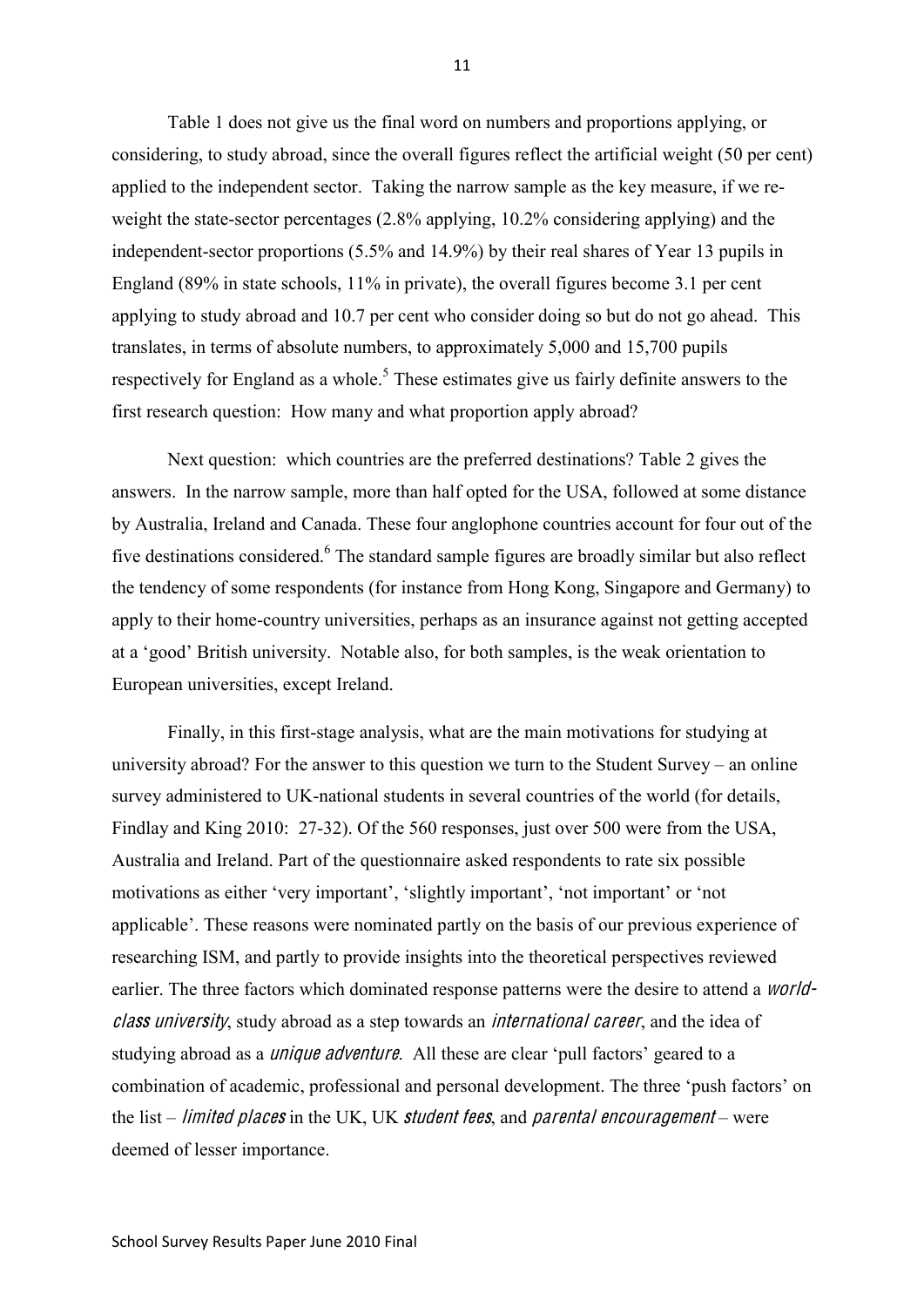Table 1 does not give us the final word on numbers and proportions applying, or considering, to study abroad, since the overall figures reflect the artificial weight (50 per cent) applied to the independent sector. Taking the narrow sample as the key measure, if we re-weight the state-sector percentages (2.8% applying, 10.2% considering applying) and the independent-sector proportions (5.5% and 14.9%) by their real shares of Year 13 pupils in England (89% in state schools, 11% in private), the overall figures become 3.1 per cent applying to study abroad and 10.7 per cent who consider doing so but do not go ahead. This translates, in terms of absolute numbers, to approximately 5,000 and 15,700 pupils respectively for England as a whole.[5] These estimates give us fairly definite answers to the first research question: How many and what proportion apply abroad?

Next question: which countries are the preferred destinations? Table 2 gives the answers. In the narrow sample, more than half opted for the USA, followed at some distance by Australia, Ireland and Canada. These four anglophone countries account for four out of the five destinations considered.[6] The standard sample figures are broadly similar but also reflect the tendency of some respondents (for instance from Hong Kong, Singapore and Germany) to apply to their home-country universities, perhaps as an insurance against not getting accepted at a 'good' British university. Notable also, for both samples, is the weak orientation to European universities, except Ireland.

Finally, in this first-stage analysis, what are the main motivations for studying at university abroad? For the answer to this question we turn to the Student Survey – an online survey administered to UK-national students in several countries of the world (for details, Findlay and King 2010: 27-32). Of the 560 responses, just over 500 were from the USA, Australia and Ireland. Part of the questionnaire asked respondents to rate six possible motivations as either 'very important', 'slightly important', 'not important' or 'not applicable'. These reasons were nominated partly on the basis of our previous experience of researching ISM, and partly to provide insights into the theoretical perspectives reviewed earlier. The three factors which dominated response patterns were the desire to attend a *world-class university*, study abroad as a step towards an *international career*, and the idea of studying abroad as a *unique adventure*. All these are clear 'pull factors' geared to a combination of academic, professional and personal development. The three 'push factors' on the list – *limited places* in the UK, UK *student fees*, and *parental encouragement* – were deemed of lesser importance.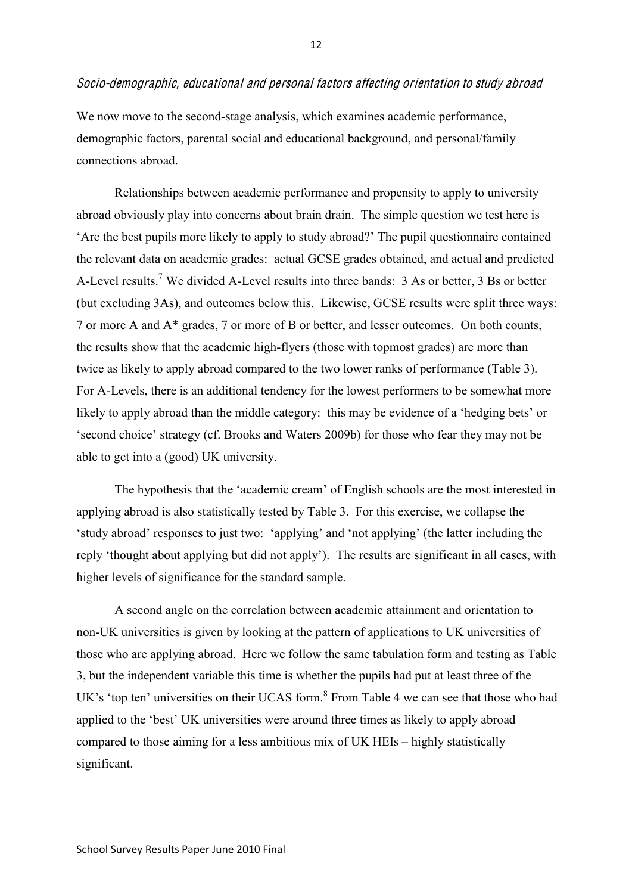### *Socio-demographic, educational and personal factors affecting orientation to study abroad*

We now move to the second-stage analysis, which examines academic performance, demographic factors, parental social and educational background, and personal/family connections abroad.

Relationships between academic performance and propensity to apply to university abroad obviously play into concerns about brain drain. The simple question we test here is 'Are the best pupils more likely to apply to study abroad?' The pupil questionnaire contained the relevant data on academic grades: actual GCSE grades obtained, and actual and predicted A-Level results.[7] We divided A-Level results into three bands: 3 As or better, 3 Bs or better (but excluding 3As), and outcomes below this. Likewise, GCSE results were split three ways: 7 or more A and A* grades, 7 or more of B or better, and lesser outcomes. On both counts, the results show that the academic high-flyers (those with topmost grades) are more than twice as likely to apply abroad compared to the two lower ranks of performance (Table 3). For A-Levels, there is an additional tendency for the lowest performers to be somewhat more likely to apply abroad than the middle category: this may be evidence of a 'hedging bets' or 'second choice' strategy (cf. Brooks and Waters 2009b) for those who fear they may not be able to get into a (good) UK university.

The hypothesis that the 'academic cream' of English schools are the most interested in applying abroad is also statistically tested by Table 3. For this exercise, we collapse the 'study abroad' responses to just two: 'applying' and 'not applying' (the latter including the reply 'thought about applying but did not apply'). The results are significant in all cases, with higher levels of significance for the standard sample.

A second angle on the correlation between academic attainment and orientation to non-UK universities is given by looking at the pattern of applications to UK universities of those who are applying abroad. Here we follow the same tabulation form and testing as Table 3, but the independent variable this time is whether the pupils had put at least three of the UK's 'top ten' universities on their UCAS form.[8] From Table 4 we can see that those who had applied to the 'best' UK universities were around three times as likely to apply abroad compared to those aiming for a less ambitious mix of UK HEIs – highly statistically significant.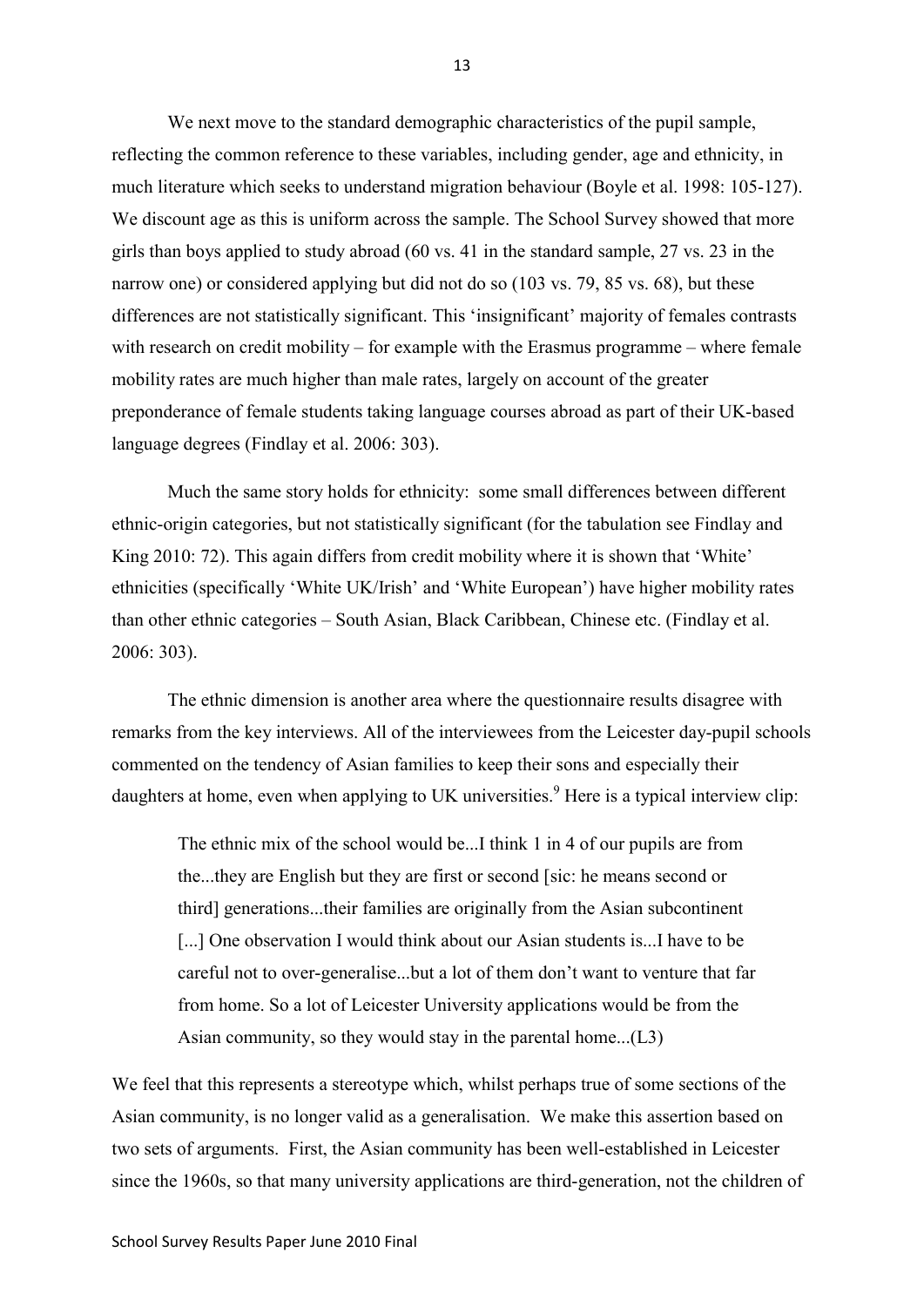We next move to the standard demographic characteristics of the pupil sample, reflecting the common reference to these variables, including gender, age and ethnicity, in much literature which seeks to understand migration behaviour (Boyle et al. 1998: 105-127). We discount age as this is uniform across the sample. The School Survey showed that more girls than boys applied to study abroad (60 vs. 41 in the standard sample, 27 vs. 23 in the narrow one) or considered applying but did not do so (103 vs. 79, 85 vs. 68), but these differences are not statistically significant. This 'insignificant' majority of females contrasts with research on credit mobility – for example with the Erasmus programme – where female mobility rates are much higher than male rates, largely on account of the greater preponderance of female students taking language courses abroad as part of their UK-based language degrees (Findlay et al. 2006: 303).

Much the same story holds for ethnicity: some small differences between different ethnic-origin categories, but not statistically significant (for the tabulation see Findlay and King 2010: 72). This again differs from credit mobility where it is shown that 'White' ethnicities (specifically 'White UK/Irish' and 'White European') have higher mobility rates than other ethnic categories – South Asian, Black Caribbean, Chinese etc. (Findlay et al. 2006: 303).

The ethnic dimension is another area where the questionnaire results disagree with remarks from the key interviews. All of the interviewees from the Leicester day-pupil schools commented on the tendency of Asian families to keep their sons and especially their daughters at home, even when applying to UK universities.[9] Here is a typical interview clip:

> The ethnic mix of the school would be...I think 1 in 4 of our pupils are from the...they are English but they are first or second [sic: he means second or third] generations...their families are originally from the Asian subcontinent [...] One observation I would think about our Asian students is...I have to be careful not to over-generalise...but a lot of them don't want to venture that far from home. So a lot of Leicester University applications would be from the Asian community, so they would stay in the parental home...(L3)

We feel that this represents a stereotype which, whilst perhaps true of some sections of the Asian community, is no longer valid as a generalisation. We make this assertion based on two sets of arguments. First, the Asian community has been well-established in Leicester since the 1960s, so that many university applications are third-generation, not the children of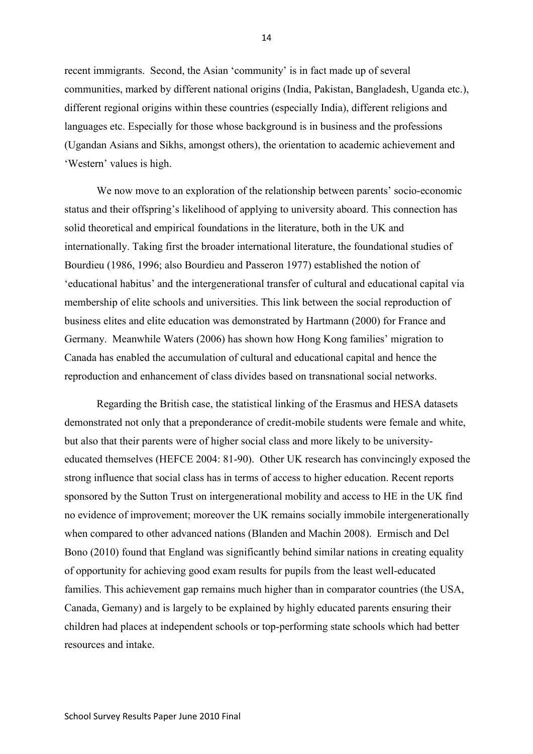recent immigrants. Second, the Asian 'community' is in fact made up of several communities, marked by different national origins (India, Pakistan, Bangladesh, Uganda etc.), different regional origins within these countries (especially India), different religions and languages etc. Especially for those whose background is in business and the professions (Ugandan Asians and Sikhs, amongst others), the orientation to academic achievement and 'Western' values is high.

We now move to an exploration of the relationship between parents' socio-economic status and their offspring's likelihood of applying to university aboard. This connection has solid theoretical and empirical foundations in the literature, both in the UK and internationally. Taking first the broader international literature, the foundational studies of Bourdieu (1986, 1996; also Bourdieu and Passeron 1977) established the notion of 'educational habitus' and the intergenerational transfer of cultural and educational capital via membership of elite schools and universities. This link between the social reproduction of business elites and elite education was demonstrated by Hartmann (2000) for France and Germany. Meanwhile Waters (2006) has shown how Hong Kong families' migration to Canada has enabled the accumulation of cultural and educational capital and hence the reproduction and enhancement of class divides based on transnational social networks.

Regarding the British case, the statistical linking of the Erasmus and HESA datasets demonstrated not only that a preponderance of credit-mobile students were female and white, but also that their parents were of higher social class and more likely to be university-educated themselves (HEFCE 2004: 81-90). Other UK research has convincingly exposed the strong influence that social class has in terms of access to higher education. Recent reports sponsored by the Sutton Trust on intergenerational mobility and access to HE in the UK find no evidence of improvement; moreover the UK remains socially immobile intergenerationally when compared to other advanced nations (Blanden and Machin 2008). Ermisch and Del Bono (2010) found that England was significantly behind similar nations in creating equality of opportunity for achieving good exam results for pupils from the least well-educated families. This achievement gap remains much higher than in comparator countries (the USA, Canada, Gemany) and is largely to be explained by highly educated parents ensuring their children had places at independent schools or top-performing state schools which had better resources and intake.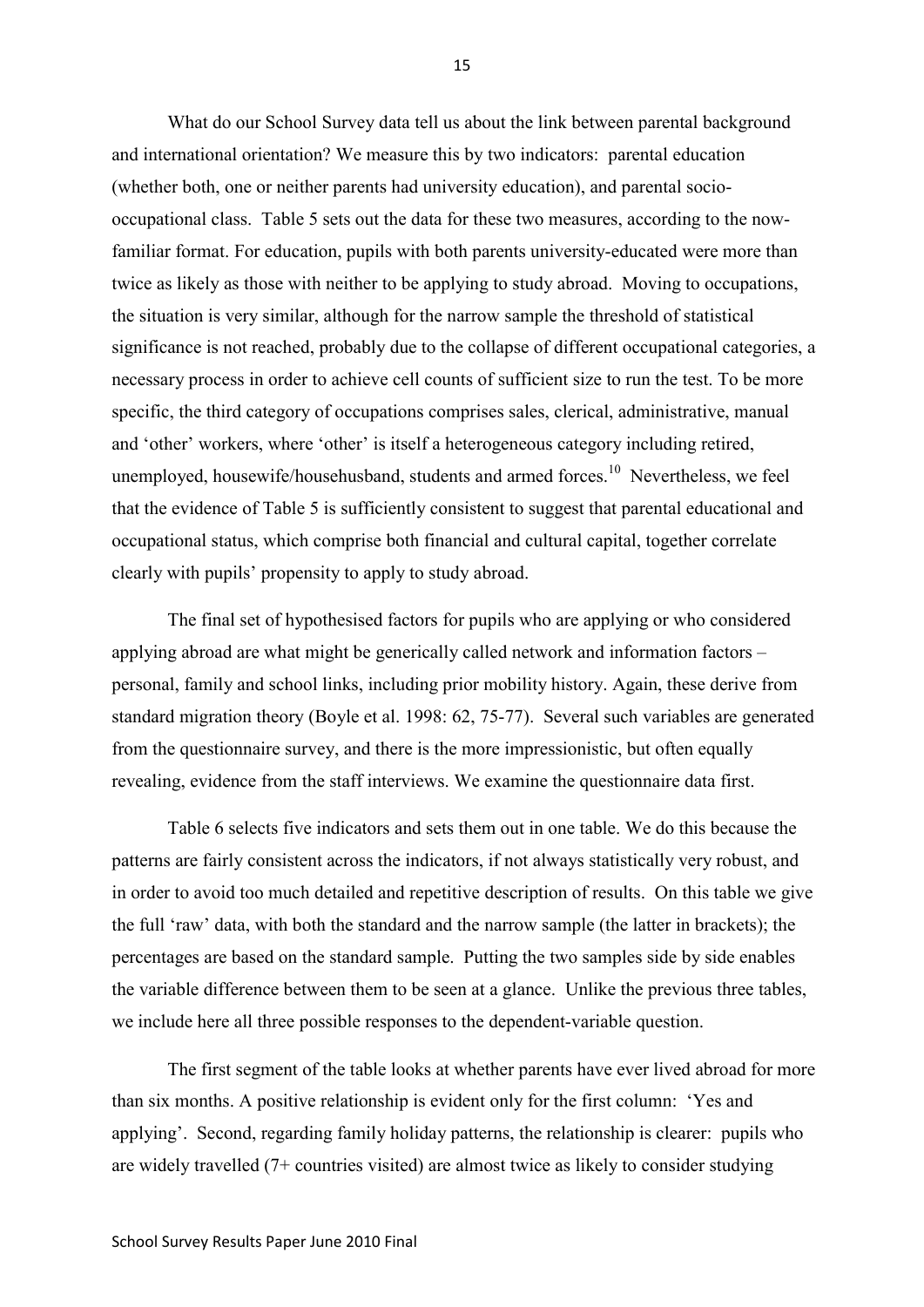What do our School Survey data tell us about the link between parental background and international orientation? We measure this by two indicators: parental education (whether both, one or neither parents had university education), and parental socio-occupational class. Table 5 sets out the data for these two measures, according to the now-familiar format. For education, pupils with both parents university-educated were more than twice as likely as those with neither to be applying to study abroad. Moving to occupations, the situation is very similar, although for the narrow sample the threshold of statistical significance is not reached, probably due to the collapse of different occupational categories, a necessary process in order to achieve cell counts of sufficient size to run the test. To be more specific, the third category of occupations comprises sales, clerical, administrative, manual and 'other' workers, where 'other' is itself a heterogeneous category including retired, unemployed, housewife/househusband, students and armed forces.[10] Nevertheless, we feel that the evidence of Table 5 is sufficiently consistent to suggest that parental educational and occupational status, which comprise both financial and cultural capital, together correlate clearly with pupils' propensity to apply to study abroad.

The final set of hypothesised factors for pupils who are applying or who considered applying abroad are what might be generically called network and information factors – personal, family and school links, including prior mobility history. Again, these derive from standard migration theory (Boyle et al. 1998: 62, 75-77). Several such variables are generated from the questionnaire survey, and there is the more impressionistic, but often equally revealing, evidence from the staff interviews. We examine the questionnaire data first.

Table 6 selects five indicators and sets them out in one table. We do this because the patterns are fairly consistent across the indicators, if not always statistically very robust, and in order to avoid too much detailed and repetitive description of results. On this table we give the full 'raw' data, with both the standard and the narrow sample (the latter in brackets); the percentages are based on the standard sample. Putting the two samples side by side enables the variable difference between them to be seen at a glance. Unlike the previous three tables, we include here all three possible responses to the dependent-variable question.

The first segment of the table looks at whether parents have ever lived abroad for more than six months. A positive relationship is evident only for the first column: 'Yes and applying'. Second, regarding family holiday patterns, the relationship is clearer: pupils who are widely travelled (7+ countries visited) are almost twice as likely to consider studying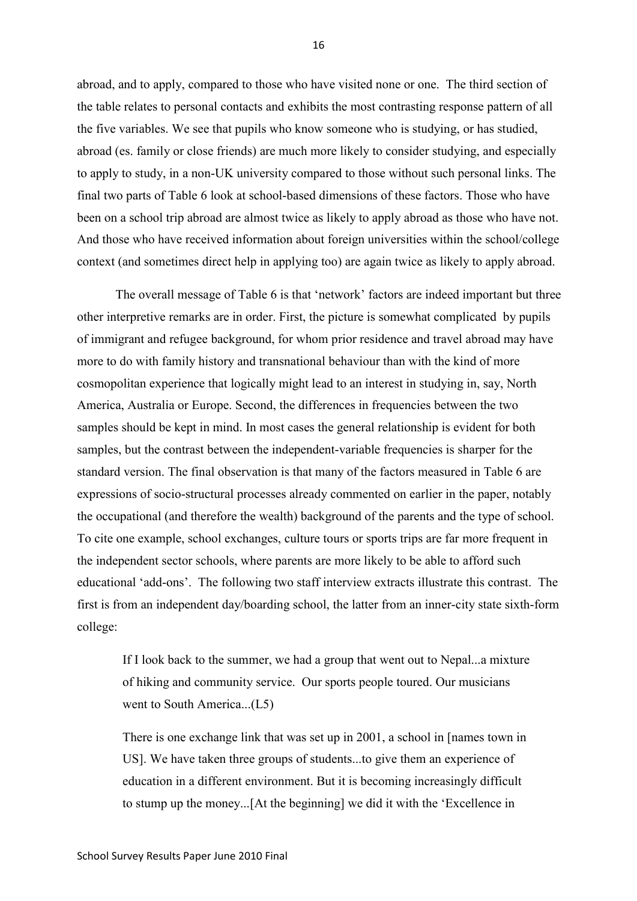abroad, and to apply, compared to those who have visited none or one. The third section of the table relates to personal contacts and exhibits the most contrasting response pattern of all the five variables. We see that pupils who know someone who is studying, or has studied, abroad (es. family or close friends) are much more likely to consider studying, and especially to apply to study, in a non-UK university compared to those without such personal links. The final two parts of Table 6 look at school-based dimensions of these factors. Those who have been on a school trip abroad are almost twice as likely to apply abroad as those who have not. And those who have received information about foreign universities within the school/college context (and sometimes direct help in applying too) are again twice as likely to apply abroad.

The overall message of Table 6 is that 'network' factors are indeed important but three other interpretive remarks are in order. First, the picture is somewhat complicated by pupils of immigrant and refugee background, for whom prior residence and travel abroad may have more to do with family history and transnational behaviour than with the kind of more cosmopolitan experience that logically might lead to an interest in studying in, say, North America, Australia or Europe. Second, the differences in frequencies between the two samples should be kept in mind. In most cases the general relationship is evident for both samples, but the contrast between the independent-variable frequencies is sharper for the standard version. The final observation is that many of the factors measured in Table 6 are expressions of socio-structural processes already commented on earlier in the paper, notably the occupational (and therefore the wealth) background of the parents and the type of school. To cite one example, school exchanges, culture tours or sports trips are far more frequent in the independent sector schools, where parents are more likely to be able to afford such educational 'add-ons'. The following two staff interview extracts illustrate this contrast. The first is from an independent day/boarding school, the latter from an inner-city state sixth-form college:

> If I look back to the summer, we had a group that went out to Nepal...a mixture of hiking and community service. Our sports people toured. Our musicians went to South America...(L5)

> There is one exchange link that was set up in 2001, a school in [names town in US]. We have taken three groups of students...to give them an experience of education in a different environment. But it is becoming increasingly difficult to stump up the money...[At the beginning] we did it with the 'Excellence in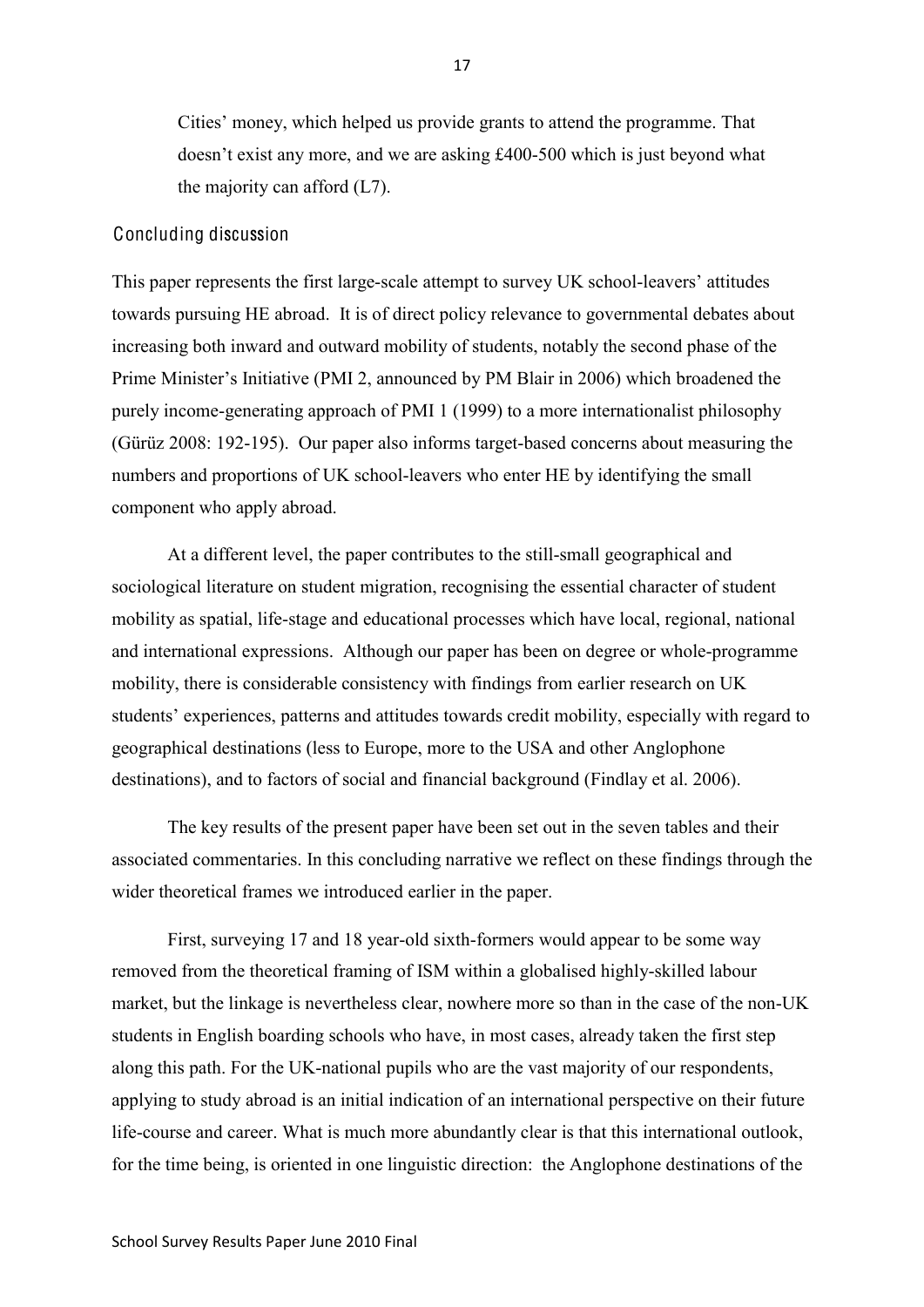Cities' money, which helped us provide grants to attend the programme. That doesn't exist any more, and we are asking £400-500 which is just beyond what the majority can afford (L7).

## Concluding discussion

This paper represents the first large-scale attempt to survey UK school-leavers' attitudes towards pursuing HE abroad. It is of direct policy relevance to governmental debates about increasing both inward and outward mobility of students, notably the second phase of the Prime Minister's Initiative (PMI 2, announced by PM Blair in 2006) which broadened the purely income-generating approach of PMI 1 (1999) to a more internationalist philosophy (Gürüz 2008: 192-195). Our paper also informs target-based concerns about measuring the numbers and proportions of UK school-leavers who enter HE by identifying the small component who apply abroad.

At a different level, the paper contributes to the still-small geographical and sociological literature on student migration, recognising the essential character of student mobility as spatial, life-stage and educational processes which have local, regional, national and international expressions. Although our paper has been on degree or whole-programme mobility, there is considerable consistency with findings from earlier research on UK students' experiences, patterns and attitudes towards credit mobility, especially with regard to geographical destinations (less to Europe, more to the USA and other Anglophone destinations), and to factors of social and financial background (Findlay et al. 2006).

The key results of the present paper have been set out in the seven tables and their associated commentaries. In this concluding narrative we reflect on these findings through the wider theoretical frames we introduced earlier in the paper.

First, surveying 17 and 18 year-old sixth-formers would appear to be some way removed from the theoretical framing of ISM within a globalised highly-skilled labour market, but the linkage is nevertheless clear, nowhere more so than in the case of the non-UK students in English boarding schools who have, in most cases, already taken the first step along this path. For the UK-national pupils who are the vast majority of our respondents, applying to study abroad is an initial indication of an international perspective on their future life-course and career. What is much more abundantly clear is that this international outlook, for the time being, is oriented in one linguistic direction: the Anglophone destinations of the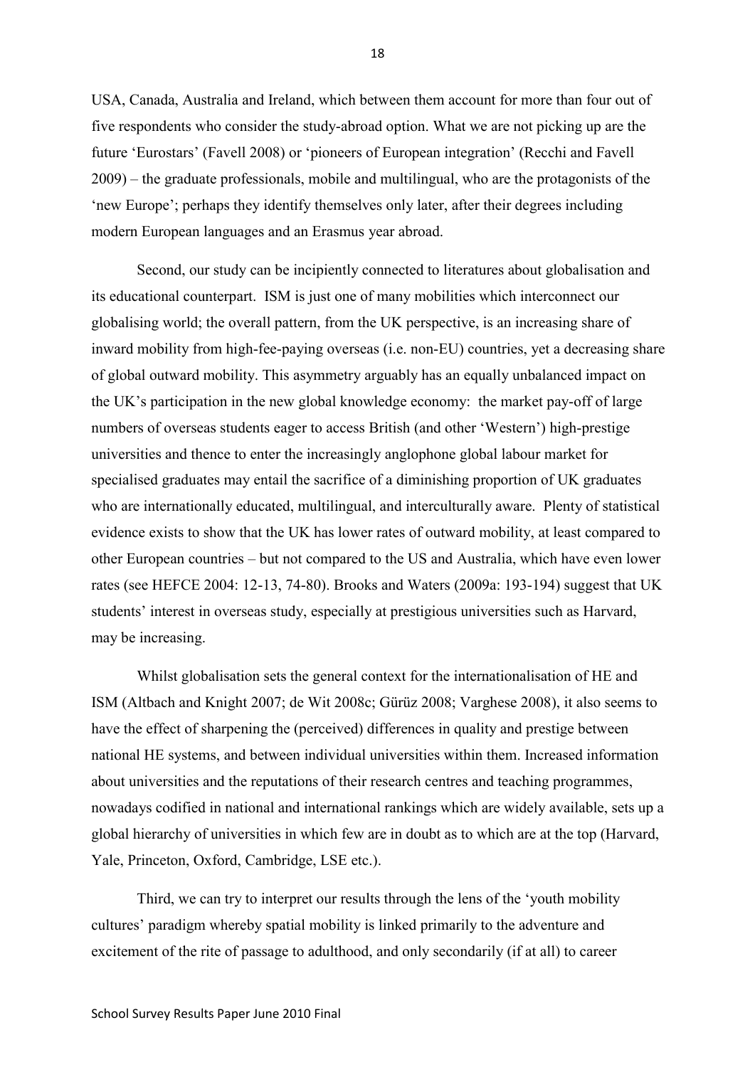USA, Canada, Australia and Ireland, which between them account for more than four out of five respondents who consider the study-abroad option. What we are not picking up are the future 'Eurostars' (Favell 2008) or 'pioneers of European integration' (Recchi and Favell 2009) – the graduate professionals, mobile and multilingual, who are the protagonists of the 'new Europe'; perhaps they identify themselves only later, after their degrees including modern European languages and an Erasmus year abroad.

Second, our study can be incipiently connected to literatures about globalisation and its educational counterpart. ISM is just one of many mobilities which interconnect our globalising world; the overall pattern, from the UK perspective, is an increasing share of inward mobility from high-fee-paying overseas (i.e. non-EU) countries, yet a decreasing share of global outward mobility. This asymmetry arguably has an equally unbalanced impact on the UK's participation in the new global knowledge economy: the market pay-off of large numbers of overseas students eager to access British (and other 'Western') high-prestige universities and thence to enter the increasingly anglophone global labour market for specialised graduates may entail the sacrifice of a diminishing proportion of UK graduates who are internationally educated, multilingual, and interculturally aware. Plenty of statistical evidence exists to show that the UK has lower rates of outward mobility, at least compared to other European countries – but not compared to the US and Australia, which have even lower rates (see HEFCE 2004: 12-13, 74-80). Brooks and Waters (2009a: 193-194) suggest that UK students' interest in overseas study, especially at prestigious universities such as Harvard, may be increasing.

Whilst globalisation sets the general context for the internationalisation of HE and ISM (Altbach and Knight 2007; de Wit 2008c; Gürüz 2008; Varghese 2008), it also seems to have the effect of sharpening the (perceived) differences in quality and prestige between national HE systems, and between individual universities within them. Increased information about universities and the reputations of their research centres and teaching programmes, nowadays codified in national and international rankings which are widely available, sets up a global hierarchy of universities in which few are in doubt as to which are at the top (Harvard, Yale, Princeton, Oxford, Cambridge, LSE etc.).

Third, we can try to interpret our results through the lens of the 'youth mobility cultures' paradigm whereby spatial mobility is linked primarily to the adventure and excitement of the rite of passage to adulthood, and only secondarily (if at all) to career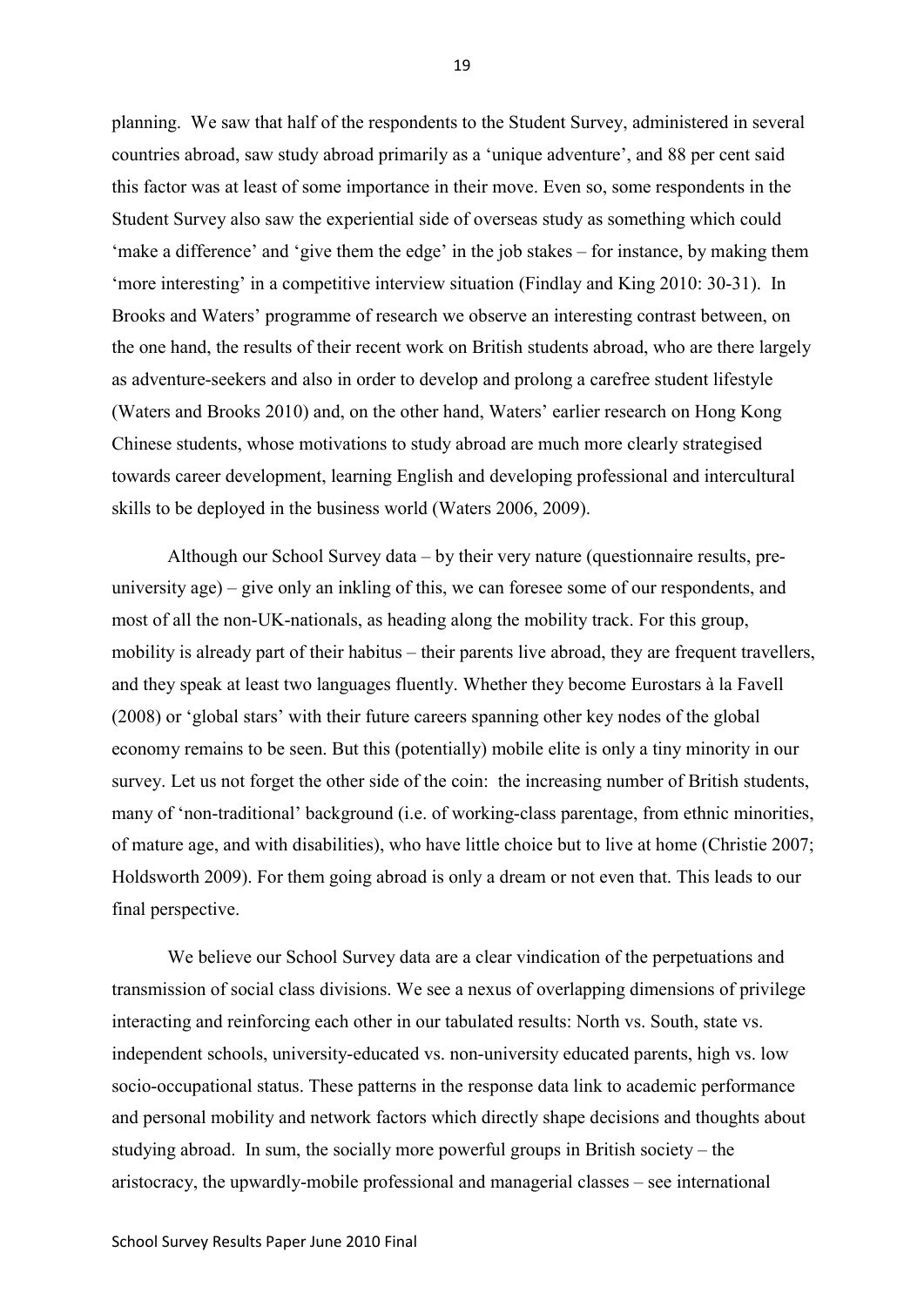planning. We saw that half of the respondents to the Student Survey, administered in several countries abroad, saw study abroad primarily as a 'unique adventure', and 88 per cent said this factor was at least of some importance in their move. Even so, some respondents in the Student Survey also saw the experiential side of overseas study as something which could 'make a difference' and 'give them the edge' in the job stakes – for instance, by making them 'more interesting' in a competitive interview situation (Findlay and King 2010: 30-31). In Brooks and Waters' programme of research we observe an interesting contrast between, on the one hand, the results of their recent work on British students abroad, who are there largely as adventure-seekers and also in order to develop and prolong a carefree student lifestyle (Waters and Brooks 2010) and, on the other hand, Waters' earlier research on Hong Kong Chinese students, whose motivations to study abroad are much more clearly strategised towards career development, learning English and developing professional and intercultural skills to be deployed in the business world (Waters 2006, 2009).

Although our School Survey data – by their very nature (questionnaire results, pre-university age) – give only an inkling of this, we can foresee some of our respondents, and most of all the non-UK-nationals, as heading along the mobility track. For this group, mobility is already part of their habitus – their parents live abroad, they are frequent travellers, and they speak at least two languages fluently. Whether they become Eurostars à la Favell (2008) or 'global stars' with their future careers spanning other key nodes of the global economy remains to be seen. But this (potentially) mobile elite is only a tiny minority in our survey. Let us not forget the other side of the coin: the increasing number of British students, many of 'non-traditional' background (i.e. of working-class parentage, from ethnic minorities, of mature age, and with disabilities), who have little choice but to live at home (Christie 2007; Holdsworth 2009). For them going abroad is only a dream or not even that. This leads to our final perspective.

We believe our School Survey data are a clear vindication of the perpetuations and transmission of social class divisions. We see a nexus of overlapping dimensions of privilege interacting and reinforcing each other in our tabulated results: North vs. South, state vs. independent schools, university-educated vs. non-university educated parents, high vs. low socio-occupational status. These patterns in the response data link to academic performance and personal mobility and network factors which directly shape decisions and thoughts about studying abroad. In sum, the socially more powerful groups in British society – the aristocracy, the upwardly-mobile professional and managerial classes – see international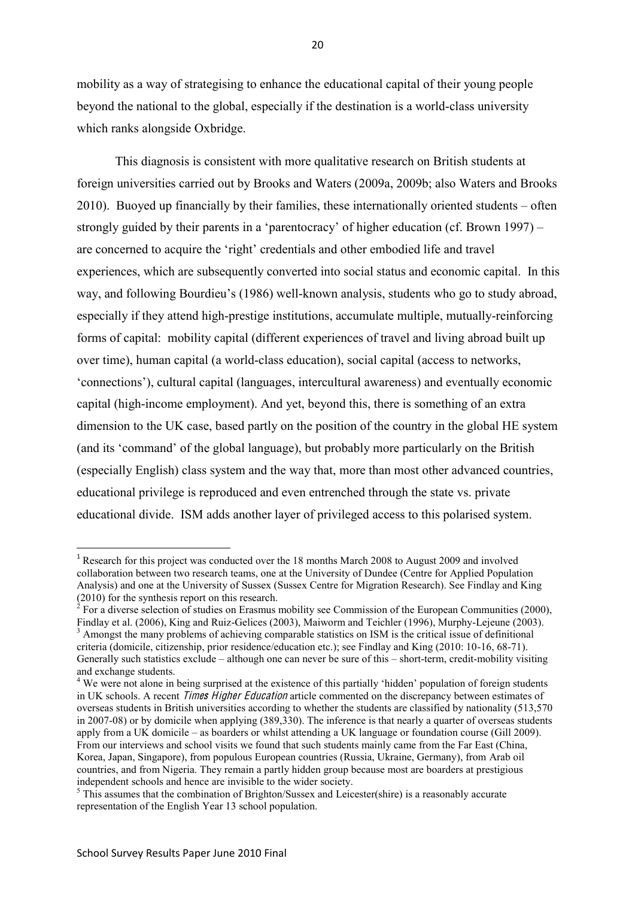mobility as a way of strategising to enhance the educational capital of their young people beyond the national to the global, especially if the destination is a world-class university which ranks alongside Oxbridge.

This diagnosis is consistent with more qualitative research on British students at foreign universities carried out by Brooks and Waters (2009a, 2009b; also Waters and Brooks 2010). Buoyed up financially by their families, these internationally oriented students – often strongly guided by their parents in a 'parentocracy' of higher education (cf. Brown 1997) – are concerned to acquire the 'right' credentials and other embodied life and travel experiences, which are subsequently converted into social status and economic capital. In this way, and following Bourdieu's (1986) well-known analysis, students who go to study abroad, especially if they attend high-prestige institutions, accumulate multiple, mutually-reinforcing forms of capital: mobility capital (different experiences of travel and living abroad built up over time), human capital (a world-class education), social capital (access to networks, 'connections'), cultural capital (languages, intercultural awareness) and eventually economic capital (high-income employment). And yet, beyond this, there is something of an extra dimension to the UK case, based partly on the position of the country in the global HE system (and its 'command' of the global language), but probably more particularly on the British (especially English) class system and the way that, more than most other advanced countries, educational privilege is reproduced and even entrenched through the state vs. private educational divide. ISM adds another layer of privileged access to this polarised system.

---

[1] Research for this project was conducted over the 18 months March 2008 to August 2009 and involved collaboration between two research teams, one at the University of Dundee (Centre for Applied Population Analysis) and one at the University of Sussex (Sussex Centre for Migration Research). See Findlay and King (2010) for the synthesis report on this research.

[2] For a diverse selection of studies on Erasmus mobility see Commission of the European Communities (2000), Findlay et al. (2006), King and Ruiz-Gelices (2003), Maiworm and Teichler (1996), Murphy-Lejeune (2003).

[3] Amongst the many problems of achieving comparable statistics on ISM is the critical issue of definitional criteria (domicile, citizenship, prior residence/education etc.); see Findlay and King (2010: 10-16, 68-71). Generally such statistics exclude – although one can never be sure of this – short-term, credit-mobility visiting and exchange students.

[4] We were not alone in being surprised at the existence of this partially 'hidden' population of foreign students in UK schools. A recent *Times Higher Education* article commented on the discrepancy between estimates of overseas students in British universities according to whether the students are classified by nationality (513,570 in 2007-08) or by domicile when applying (389,330). The inference is that nearly a quarter of overseas students apply from a UK domicile – as boarders or whilst attending a UK language or foundation course (Gill 2009). From our interviews and school visits we found that such students mainly came from the Far East (China, Korea, Japan, Singapore), from populous European countries (Russia, Ukraine, Germany), from Arab oil countries, and from Nigeria. They remain a partly hidden group because most are boarders at prestigious independent schools and hence are invisible to the wider society.

[5] This assumes that the combination of Brighton/Sussex and Leicester(shire) is a reasonably accurate representation of the English Year 13 school population.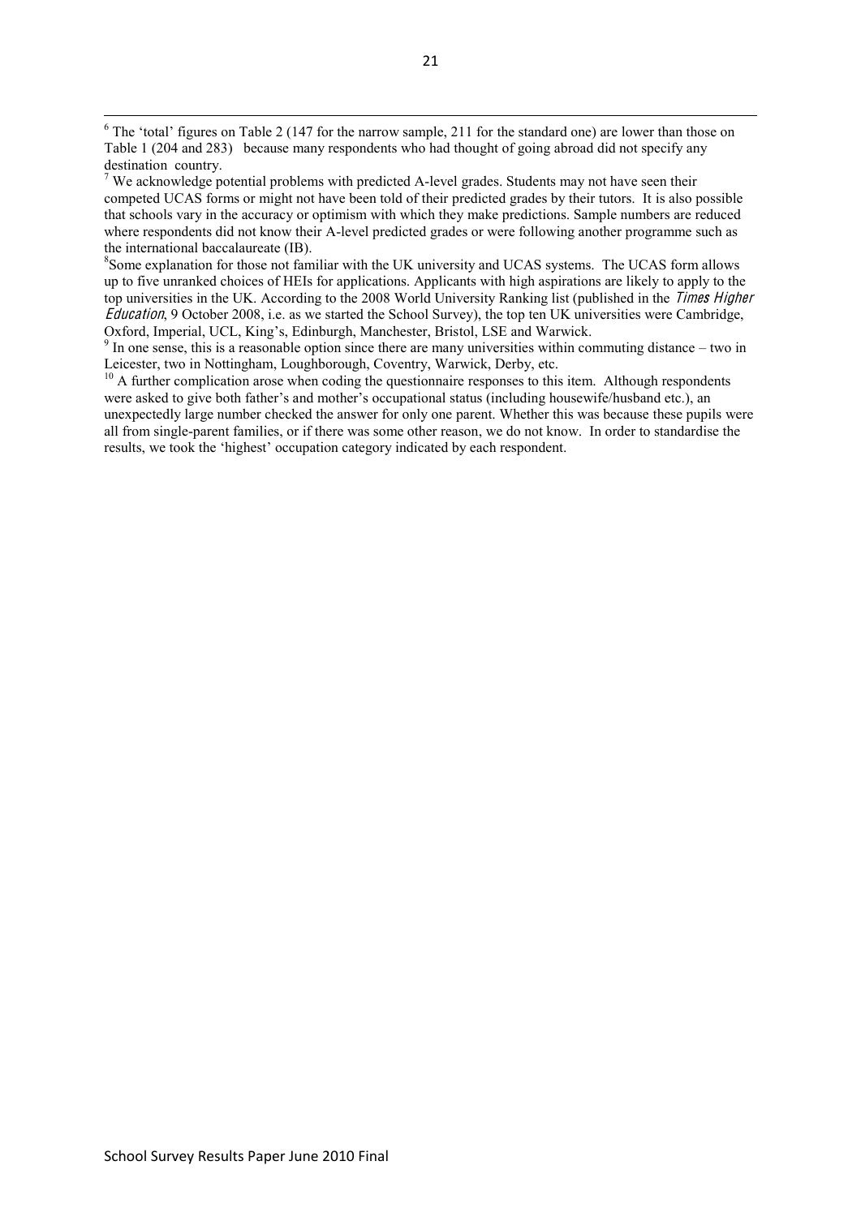[6] The 'total' figures on Table 2 (147 for the narrow sample, 211 for the standard one) are lower than those on Table 1 (204 and 283) because many respondents who had thought of going abroad did not specify any destination country.

[7] We acknowledge potential problems with predicted A-level grades. Students may not have seen their competed UCAS forms or might not have been told of their predicted grades by their tutors. It is also possible that schools vary in the accuracy or optimism with which they make predictions. Sample numbers are reduced where respondents did not know their A-level predicted grades or were following another programme such as the international baccalaureate (IB).

[8] Some explanation for those not familiar with the UK university and UCAS systems. The UCAS form allows up to five unranked choices of HEIs for applications. Applicants with high aspirations are likely to apply to the top universities in the UK. According to the 2008 World University Ranking list (published in the *Times Higher Education*, 9 October 2008, i.e. as we started the School Survey), the top ten UK universities were Cambridge, Oxford, Imperial, UCL, King's, Edinburgh, Manchester, Bristol, LSE and Warwick.

[9] In one sense, this is a reasonable option since there are many universities within commuting distance – two in Leicester, two in Nottingham, Loughborough, Coventry, Warwick, Derby, etc.

[10] A further complication arose when coding the questionnaire responses to this item. Although respondents were asked to give both father's and mother's occupational status (including housewife/husband etc.), an unexpectedly large number checked the answer for only one parent. Whether this was because these pupils were all from single-parent families, or if there was some other reason, we do not know. In order to standardise the results, we took the 'highest' occupation category indicated by each respondent.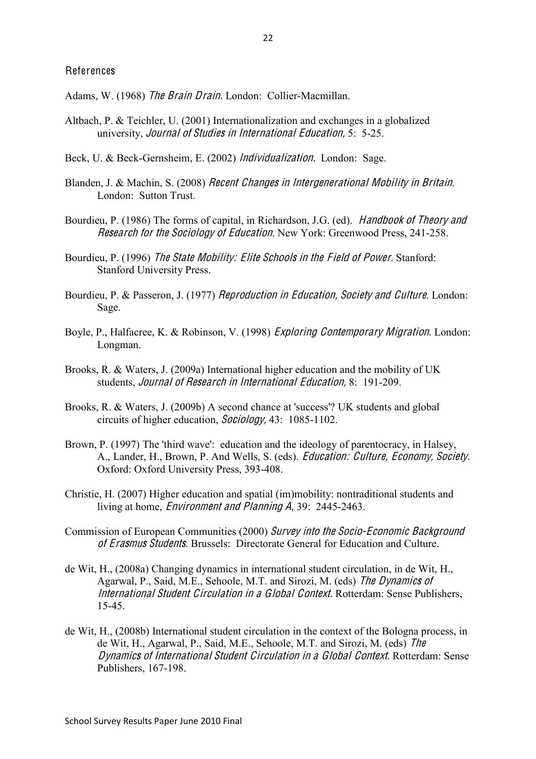## References

Adams, W. (1968) *The Brain Drain.* London: Collier-Macmillan.

Altbach, P. & Teichler, U. (2001) Internationalization and exchanges in a globalized university, *Journal of Studies in International Education,* 5: 5-25.

Beck, U. & Beck-Gernsheim, E. (2002) *Individualization.* London: Sage.

Blanden, J. & Machin, S. (2008) *Recent Changes in Intergenerational Mobility in Britain*. London: Sutton Trust.

Bourdieu, P. (1986) The forms of capital, in Richardson, J.G. (ed). *Handbook of Theory and Research for the Sociology of Education.* New York: Greenwood Press, 241-258.

Bourdieu, P. (1996) *The State Mobility: Elite Schools in the Field of Power.* Stanford: Stanford University Press.

Bourdieu, P. & Passeron, J. (1977) *Reproduction in Education, Society and Culture*. London: Sage.

Boyle, P., Halfacree, K. & Robinson, V. (1998) *Exploring Contemporary Migration.* London: Longman.

Brooks, R. & Waters, J. (2009a) International higher education and the mobility of UK students, *Journal of Research in International Education*, 8: 191-209.

Brooks, R. & Waters, J. (2009b) A second chance at 'success'? UK students and global circuits of higher education, *Sociology,* 43: 1085-1102.

Brown, P. (1997) The 'third wave': education and the ideology of parentocracy, in Halsey, A., Lander, H., Brown, P. And Wells, S. (eds). *Education: Culture, Economy, Society.* Oxford: Oxford University Press, 393-408.

Christie, H. (2007) Higher education and spatial (im)mobility: nontraditional students and living at home, *Environment and Planning A,* 39: 2445-2463.

Commission of European Communities (2000) *Survey into the Socio-Economic Background of Erasmus Students*. Brussels: Directorate General for Education and Culture.

de Wit, H., (2008a) Changing dynamics in international student circulation, in de Wit, H., Agarwal, P., Said, M.E., Sehoole, M.T. and Sirozi, M. (eds) *The Dynamics of International Student Circulation in a Global Context.* Rotterdam: Sense Publishers, 15-45.

de Wit, H., (2008b) International student circulation in the context of the Bologna process, in de Wit, H., Agarwal, P., Said, M.E., Sehoole, M.T. and Sirozi, M. (eds) *The Dynamics of International Student Circulation in a Global Context.* Rotterdam: Sense Publishers, 167-198.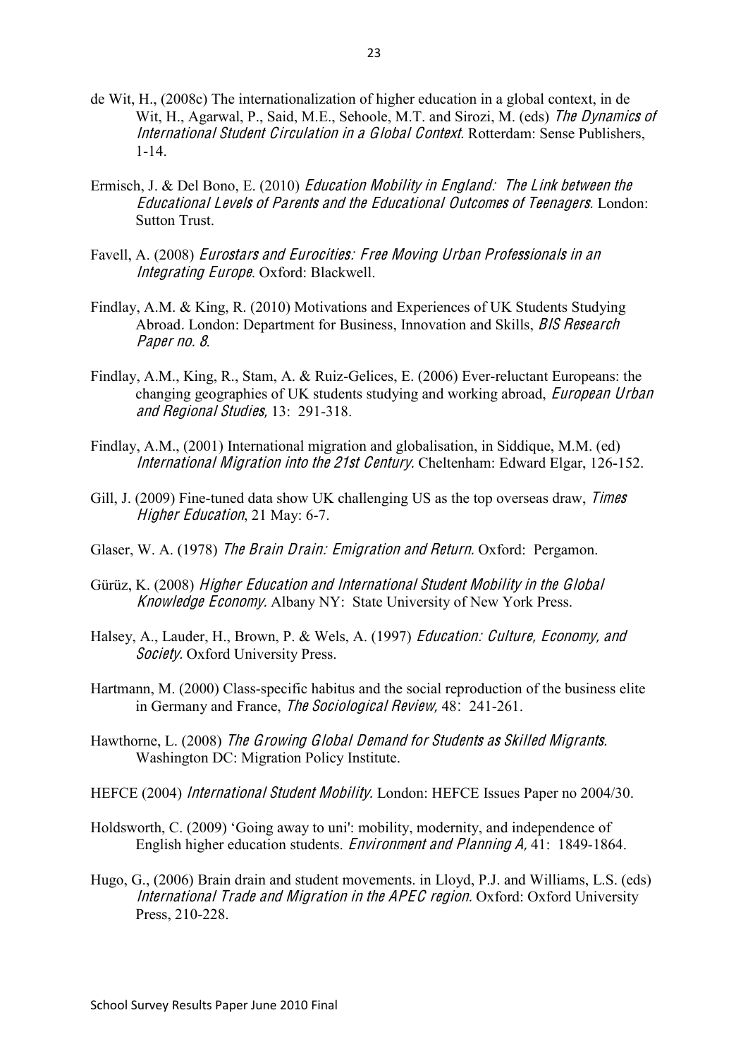de Wit, H., (2008c) The internationalization of higher education in a global context, in de Wit, H., Agarwal, P., Said, M.E., Sehoole, M.T. and Sirozi, M. (eds) *The Dynamics of International Student Circulation in a Global Context*. Rotterdam: Sense Publishers, 1-14.

Ermisch, J. & Del Bono, E. (2010) *Education Mobility in England: The Link between the Educational Levels of Parents and the Educational Outcomes of Teenagers*. London: Sutton Trust.

Favell, A. (2008) *Eurostars and Eurocities: Free Moving Urban Professionals in an Integrating Europe*. Oxford: Blackwell.

Findlay, A.M. & King, R. (2010) Motivations and Experiences of UK Students Studying Abroad. London: Department for Business, Innovation and Skills, *BIS Research Paper no. 8*.

Findlay, A.M., King, R., Stam, A. & Ruiz-Gelices, E. (2006) Ever-reluctant Europeans: the changing geographies of UK students studying and working abroad, *European Urban and Regional Studies*, 13: 291-318.

Findlay, A.M., (2001) International migration and globalisation, in Siddique, M.M. (ed) *International Migration into the 21st Century*. Cheltenham: Edward Elgar, 126-152.

Gill, J. (2009) Fine-tuned data show UK challenging US as the top overseas draw, *Times Higher Education*, 21 May: 6-7.

Glaser, W. A. (1978) *The Brain Drain: Emigration and Return*. Oxford: Pergamon.

Gürüz, K. (2008) *Higher Education and International Student Mobility in the Global Knowledge Economy*. Albany NY: State University of New York Press.

Halsey, A., Lauder, H., Brown, P. & Wels, A. (1997) *Education: Culture, Economy, and Society*. Oxford University Press.

Hartmann, M. (2000) Class-specific habitus and the social reproduction of the business elite in Germany and France, *The Sociological Review*, 48: 241-261.

Hawthorne, L. (2008) *The Growing Global Demand for Students as Skilled Migrants*. Washington DC: Migration Policy Institute.

HEFCE (2004) *International Student Mobility*. London: HEFCE Issues Paper no 2004/30.

Holdsworth, C. (2009) 'Going away to uni': mobility, modernity, and independence of English higher education students. *Environment and Planning A*, 41: 1849-1864.

Hugo, G., (2006) Brain drain and student movements. in Lloyd, P.J. and Williams, L.S. (eds) *International Trade and Migration in the APEC region*. Oxford: Oxford University Press, 210-228.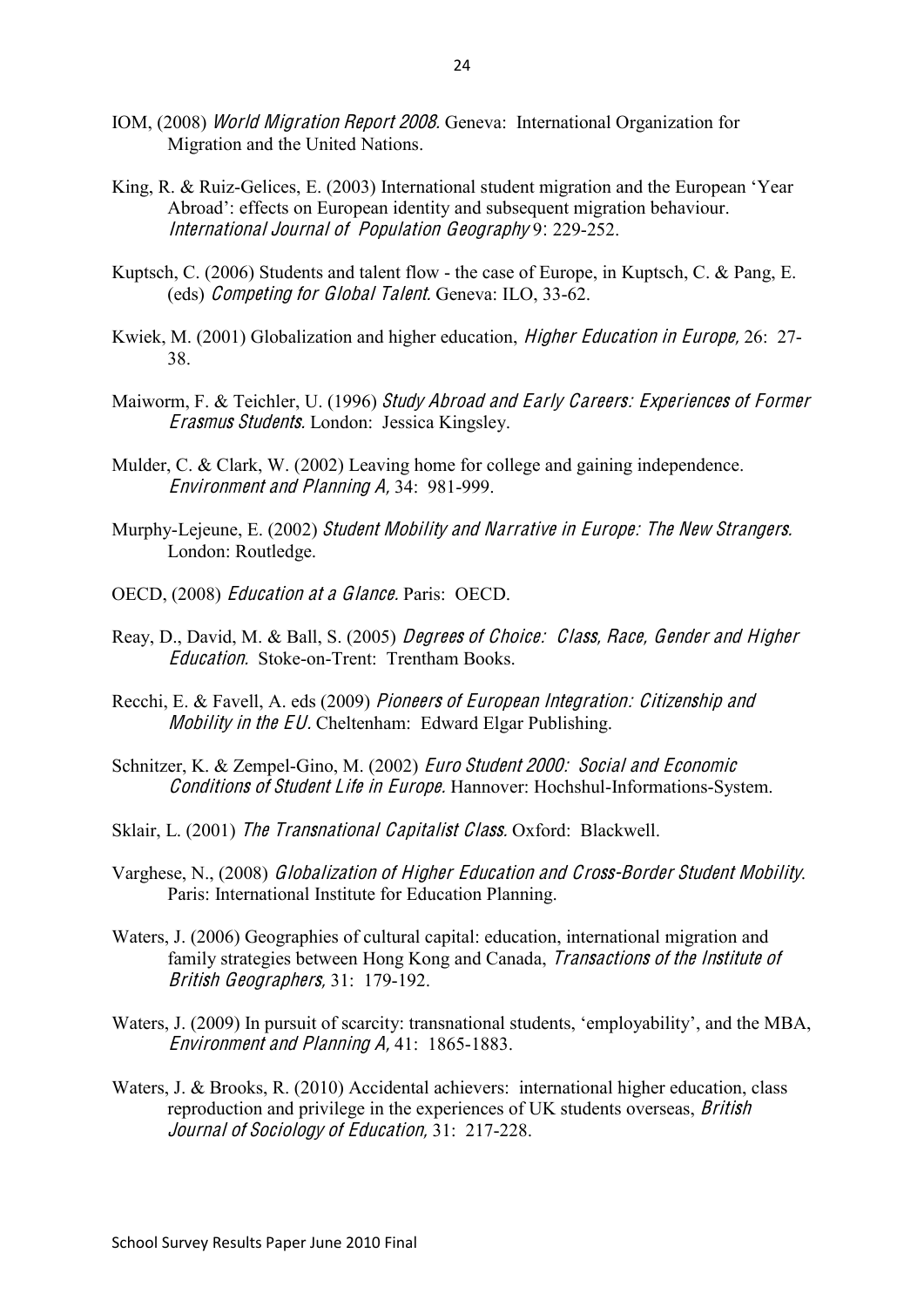IOM, (2008) *World Migration Report 2008*. Geneva: International Organization for Migration and the United Nations.

King, R. & Ruiz-Gelices, E. (2003) International student migration and the European 'Year Abroad': effects on European identity and subsequent migration behaviour. *International Journal of Population Geography* 9: 229-252.

Kuptsch, C. (2006) Students and talent flow - the case of Europe, in Kuptsch, C. & Pang, E. (eds) *Competing for Global Talent*. Geneva: ILO, 33-62.

Kwiek, M. (2001) Globalization and higher education, *Higher Education in Europe*, 26: 27-38.

Maiworm, F. & Teichler, U. (1996) *Study Abroad and Early Careers: Experiences of Former Erasmus Students*. London: Jessica Kingsley.

Mulder, C. & Clark, W. (2002) Leaving home for college and gaining independence. *Environment and Planning A*, 34: 981-999.

Murphy-Lejeune, E. (2002) *Student Mobility and Narrative in Europe: The New Strangers*. London: Routledge.

OECD, (2008) *Education at a Glance*. Paris: OECD.

Reay, D., David, M. & Ball, S. (2005) *Degrees of Choice: Class, Race, Gender and Higher Education*. Stoke-on-Trent: Trentham Books.

Recchi, E. & Favell, A. eds (2009) *Pioneers of European Integration: Citizenship and Mobility in the EU*. Cheltenham: Edward Elgar Publishing.

Schnitzer, K. & Zempel-Gino, M. (2002) *Euro Student 2000: Social and Economic Conditions of Student Life in Europe*. Hannover: Hochshul-Informations-System.

Sklair, L. (2001) *The Transnational Capitalist Class*. Oxford: Blackwell.

Varghese, N., (2008) *Globalization of Higher Education and Cross-Border Student Mobility*. Paris: International Institute for Education Planning.

Waters, J. (2006) Geographies of cultural capital: education, international migration and family strategies between Hong Kong and Canada, *Transactions of the Institute of British Geographers*, 31: 179-192.

Waters, J. (2009) In pursuit of scarcity: transnational students, 'employability', and the MBA, *Environment and Planning A*, 41: 1865-1883.

Waters, J. & Brooks, R. (2010) Accidental achievers: international higher education, class reproduction and privilege in the experiences of UK students overseas, *British Journal of Sociology of Education*, 31: 217-228.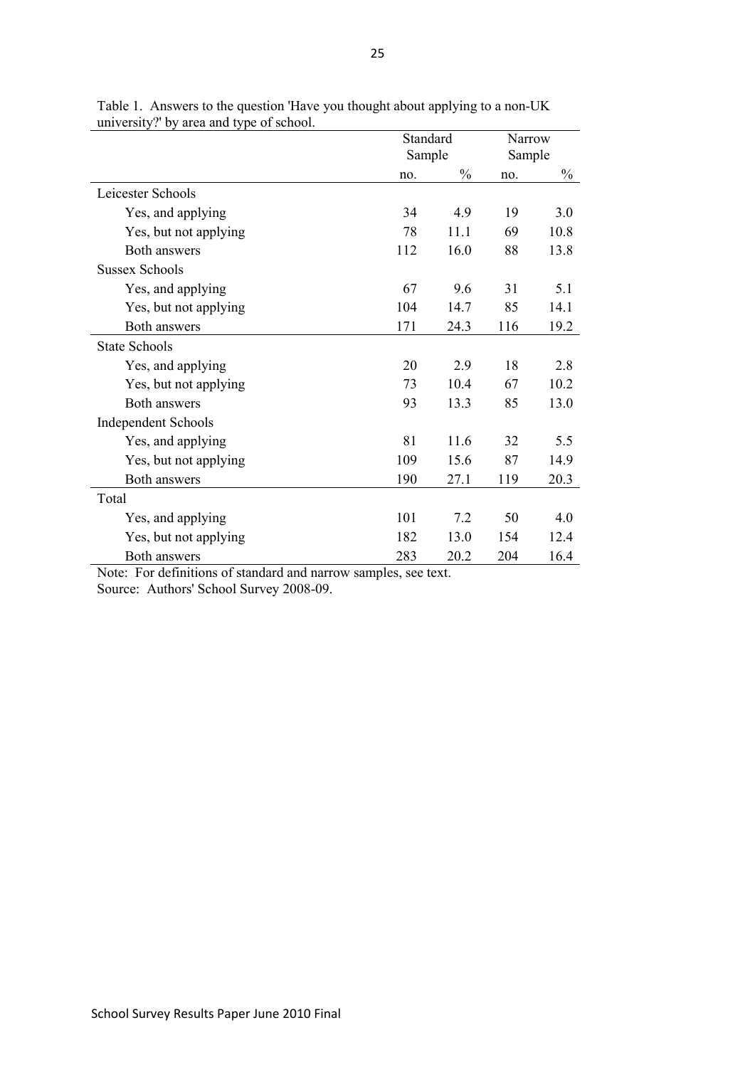Table 1. Answers to the question 'Have you thought about applying to a non-UK university?' by area and type of school.

| | Standard Sample | | Narrow Sample | |
|---|---|---|---|---|
| | no. | % | no. | % |
| Leicester Schools | | | | |
| Yes, and applying | 34 | 4.9 | 19 | 3.0 |
| Yes, but not applying | 78 | 11.1 | 69 | 10.8 |
| Both answers | 112 | 16.0 | 88 | 13.8 |
| Sussex Schools | | | | |
| Yes, and applying | 67 | 9.6 | 31 | 5.1 |
| Yes, but not applying | 104 | 14.7 | 85 | 14.1 |
| Both answers | 171 | 24.3 | 116 | 19.2 |
| State Schools | | | | |
| Yes, and applying | 20 | 2.9 | 18 | 2.8 |
| Yes, but not applying | 73 | 10.4 | 67 | 10.2 |
| Both answers | 93 | 13.3 | 85 | 13.0 |
| Independent Schools | | | | |
| Yes, and applying | 81 | 11.6 | 32 | 5.5 |
| Yes, but not applying | 109 | 15.6 | 87 | 14.9 |
| Both answers | 190 | 27.1 | 119 | 20.3 |
| Total | | | | |
| Yes, and applying | 101 | 7.2 | 50 | 4.0 |
| Yes, but not applying | 182 | 13.0 | 154 | 12.4 |
| Both answers | 283 | 20.2 | 204 | 16.4 |

Note: For definitions of standard and narrow samples, see text.
Source: Authors' School Survey 2008-09.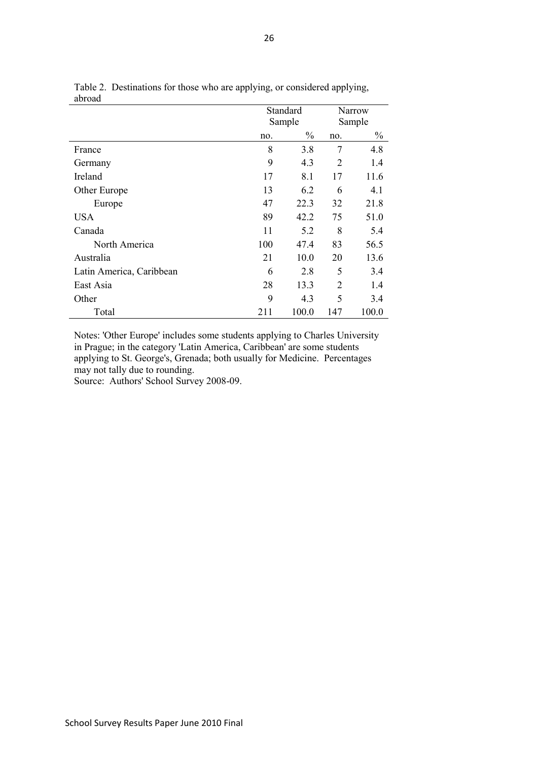Table 2. Destinations for those who are applying, or considered applying, abroad

| | Standard Sample | | Narrow Sample | |
|---|---|---|---|---|
| | no. | % | no. | % |
| France | 8 | 3.8 | 7 | 4.8 |
| Germany | 9 | 4.3 | 2 | 1.4 |
| Ireland | 17 | 8.1 | 17 | 11.6 |
| Other Europe | 13 | 6.2 | 6 | 4.1 |
| Europe | 47 | 22.3 | 32 | 21.8 |
| USA | 89 | 42.2 | 75 | 51.0 |
| Canada | 11 | 5.2 | 8 | 5.4 |
| North America | 100 | 47.4 | 83 | 56.5 |
| Australia | 21 | 10.0 | 20 | 13.6 |
| Latin America, Caribbean | 6 | 2.8 | 5 | 3.4 |
| East Asia | 28 | 13.3 | 2 | 1.4 |
| Other | 9 | 4.3 | 5 | 3.4 |
| Total | 211 | 100.0 | 147 | 100.0 |

Notes: 'Other Europe' includes some students applying to Charles University in Prague; in the category 'Latin America, Caribbean' are some students applying to St. George's, Grenada; both usually for Medicine. Percentages may not tally due to rounding.
Source: Authors' School Survey 2008-09.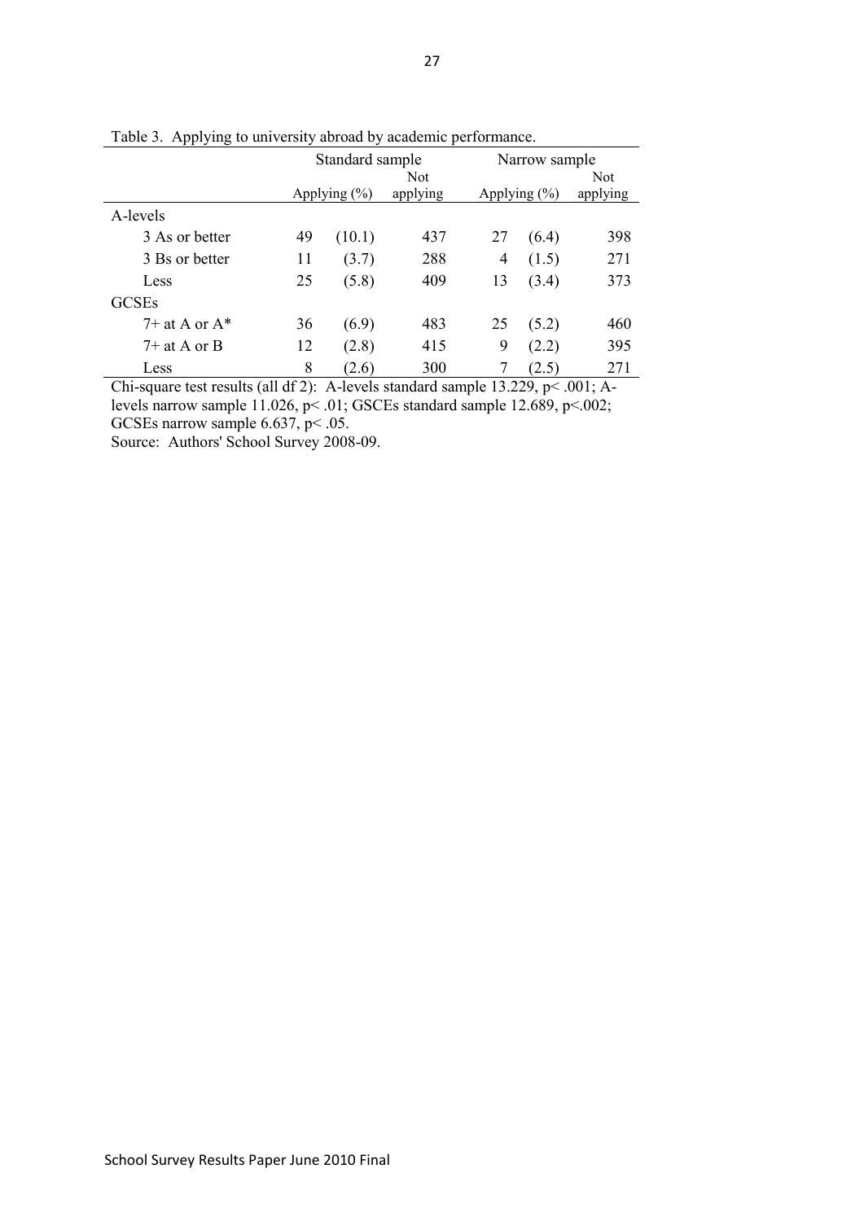Table 3. Applying to university abroad by academic performance.

| | Standard sample | | | Narrow sample | | |
|---|---|---|---|---|---|---|
| | Applying (%) | | Not applying | Applying (%) | | Not applying |
| A-levels | | | | | | |
| 3 As or better | 49 | (10.1) | 437 | 27 | (6.4) | 398 |
| 3 Bs or better | 11 | (3.7) | 288 | 4 | (1.5) | 271 |
| Less | 25 | (5.8) | 409 | 13 | (3.4) | 373 |
| GCSEs | | | | | | |
| 7+ at A or A* | 36 | (6.9) | 483 | 25 | (5.2) | 460 |
| 7+ at A or B | 12 | (2.8) | 415 | 9 | (2.2) | 395 |
| Less | 8 | (2.6) | 300 | 7 | (2.5) | 271 |

Chi-square test results (all df 2): A-levels standard sample 13.229, $p < .001$; A-levels narrow sample 11.026, $p < .01$; GSCEs standard sample 12.689, $p < .002$; GCSEs narrow sample 6.637, $p < .05$.

Source: Authors' School Survey 2008-09.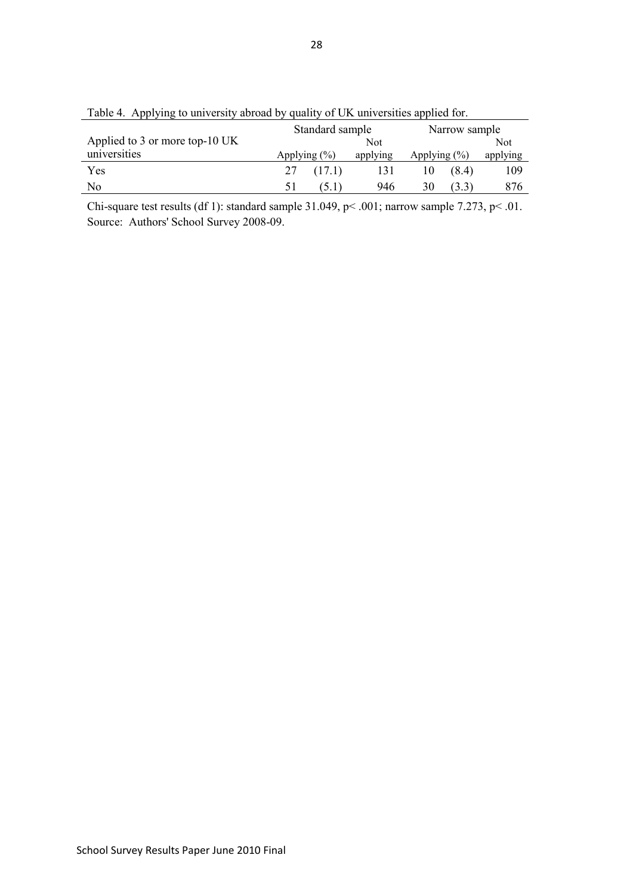Table 4. Applying to university abroad by quality of UK universities applied for.

| Applied to 3 or more top-10 UK universities | Standard sample | | | Narrow sample | | |
|---|---|---|---|---|---|---|
| | Applying | (%) | Not applying | Applying | (%) | Not applying |
| Yes | 27 | (17.1) | 131 | 10 | (8.4) | 109 |
| No | 51 | (5.1) | 946 | 30 | (3.3) | 876 |

Chi-square test results (df 1): standard sample 31.049, $p < .001$; narrow sample 7.273, $p < .01$.
Source: Authors' School Survey 2008-09.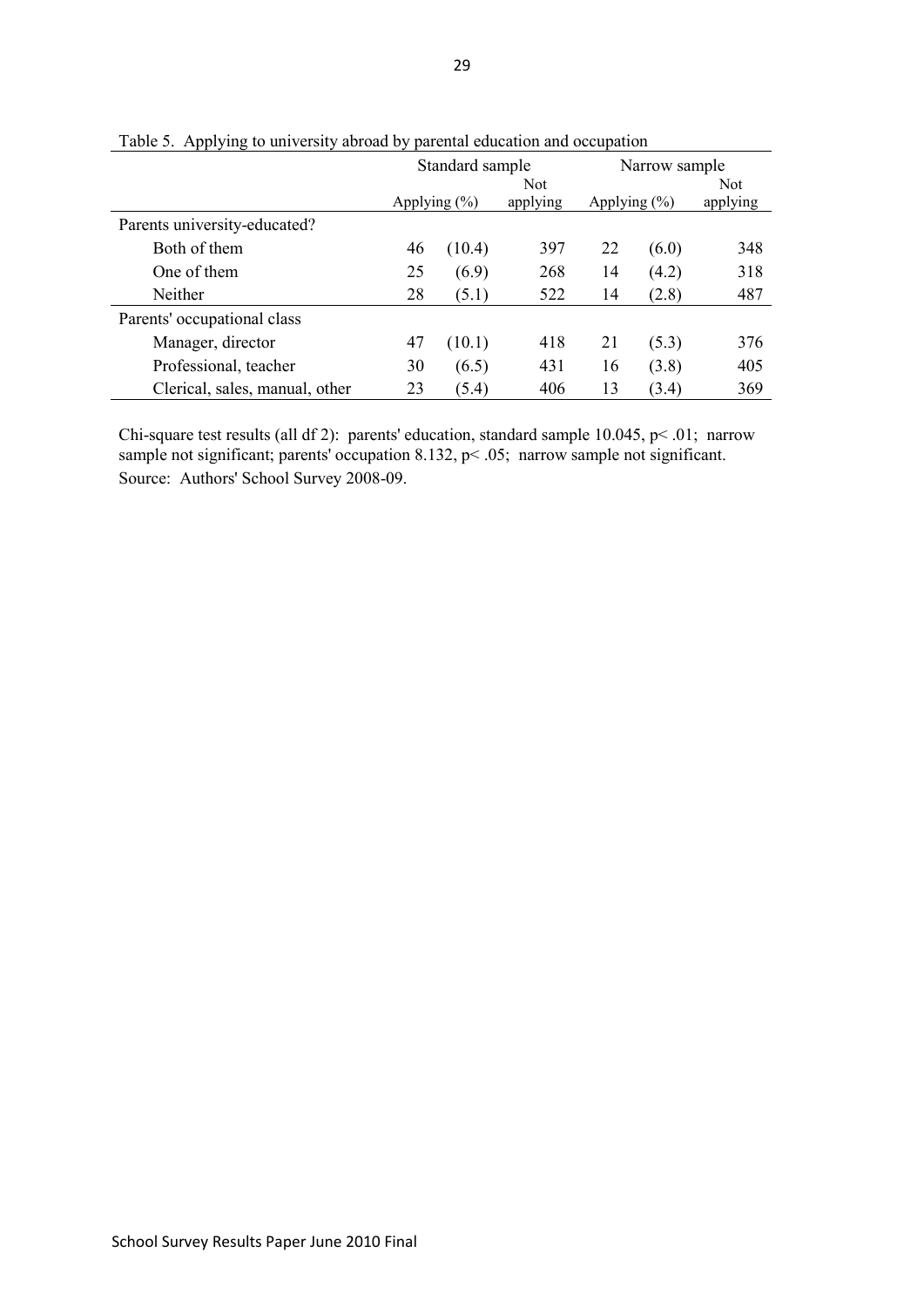Table 5. Applying to university abroad by parental education and occupation

| | Standard sample | | | Narrow sample | | |
|---|---|---|---|---|---|---|
| | Applying (%) | | Not applying | Applying (%) | | Not applying |
| Parents university-educated? | | | | | | |
| Both of them | 46 | (10.4) | 397 | 22 | (6.0) | 348 |
| One of them | 25 | (6.9) | 268 | 14 | (4.2) | 318 |
| Neither | 28 | (5.1) | 522 | 14 | (2.8) | 487 |
| Parents' occupational class | | | | | | |
| Manager, director | 47 | (10.1) | 418 | 21 | (5.3) | 376 |
| Professional, teacher | 30 | (6.5) | 431 | 16 | (3.8) | 405 |
| Clerical, sales, manual, other | 23 | (5.4) | 406 | 13 | (3.4) | 369 |

Chi-square test results (all df 2): parents' education, standard sample 10.045, $p < .01$; narrow sample not significant; parents' occupation 8.132, $p < .05$; narrow sample not significant.

Source: Authors' School Survey 2008-09.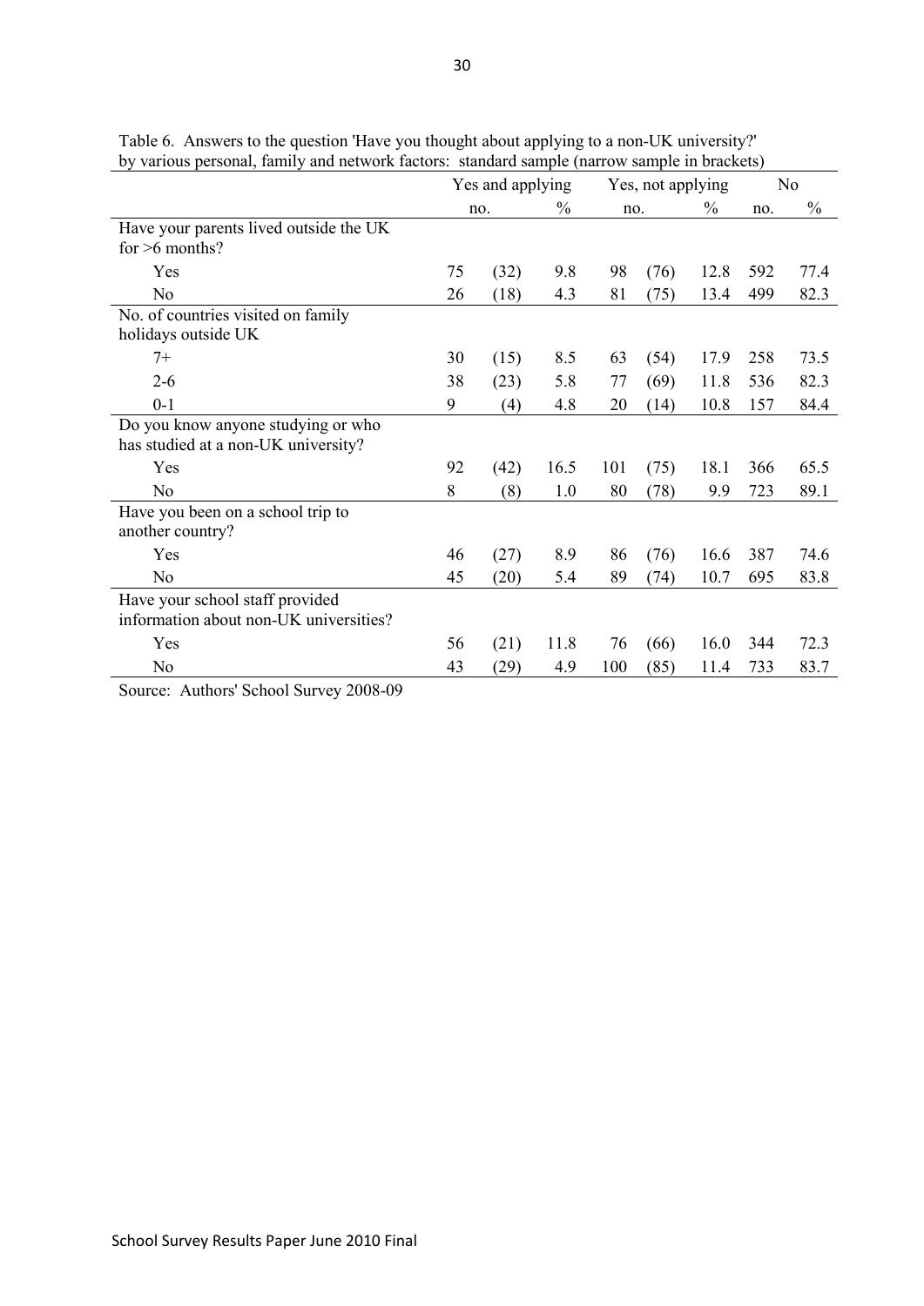Table 6. Answers to the question 'Have you thought about applying to a non-UK university?' by various personal, family and network factors: standard sample (narrow sample in brackets)

| | Yes and applying | | | Yes, not applying | | | No | |
|---|---|---|---|---|---|---|---|---|
| | no. | | % | no. | | % | no. | % |
| Have your parents lived outside the UK for >6 months? | | | | | | | | |
| Yes | 75 | (32) | 9.8 | 98 | (76) | 12.8 | 592 | 77.4 |
| No | 26 | (18) | 4.3 | 81 | (75) | 13.4 | 499 | 82.3 |
| No. of countries visited on family holidays outside UK | | | | | | | | |
| 7+ | 30 | (15) | 8.5 | 63 | (54) | 17.9 | 258 | 73.5 |
| 2-6 | 38 | (23) | 5.8 | 77 | (69) | 11.8 | 536 | 82.3 |
| 0-1 | 9 | (4) | 4.8 | 20 | (14) | 10.8 | 157 | 84.4 |
| Do you know anyone studying or who has studied at a non-UK university? | | | | | | | | |
| Yes | 92 | (42) | 16.5 | 101 | (75) | 18.1 | 366 | 65.5 |
| No | 8 | (8) | 1.0 | 80 | (78) | 9.9 | 723 | 89.1 |
| Have you been on a school trip to another country? | | | | | | | | |
| Yes | 46 | (27) | 8.9 | 86 | (76) | 16.6 | 387 | 74.6 |
| No | 45 | (20) | 5.4 | 89 | (74) | 10.7 | 695 | 83.8 |
| Have your school staff provided information about non-UK universities? | | | | | | | | |
| Yes | 56 | (21) | 11.8 | 76 | (66) | 16.0 | 344 | 72.3 |
| No | 43 | (29) | 4.9 | 100 | (85) | 11.4 | 733 | 83.7 |

Source: Authors' School Survey 2008-09